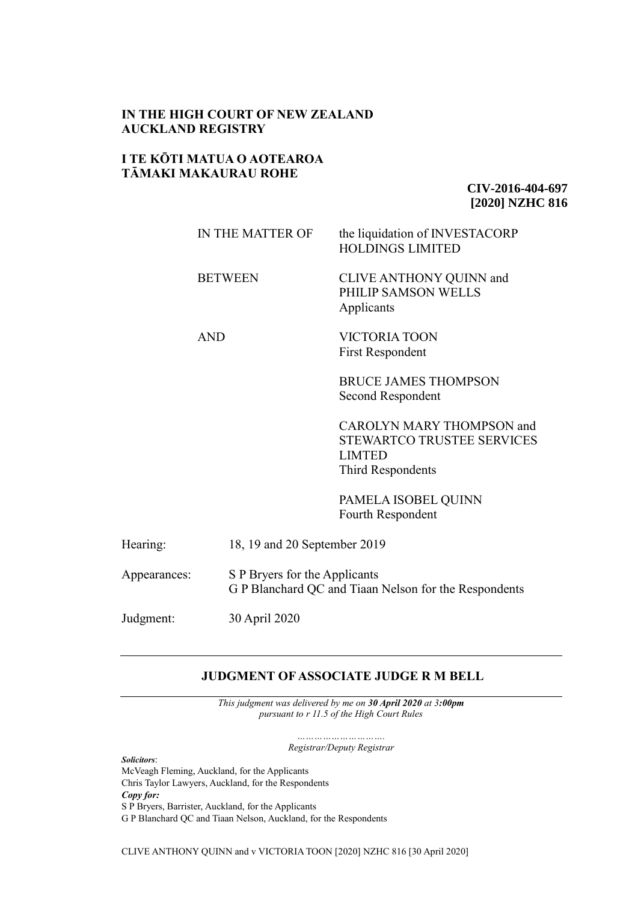**IN THE HIGH COURT OF NEW ZEALAND**
**AUCKLAND REGISTRY**

**I TE KŌTI MATUA O AOTEAROA**
**TĀMAKI MAKAURAU ROHE**

**CIV-2016-404-697**
**[2020] NZHC 816**

| | |
|---|---|
| IN THE MATTER OF | the liquidation of INVESTACORP HOLDINGS LIMITED |
| BETWEEN | CLIVE ANTHONY QUINN and PHILIP SAMSON WELLS<br>Applicants |
| AND | VICTORIA TOON<br>First Respondent |
| | BRUCE JAMES THOMPSON<br>Second Respondent |
| | CAROLYN MARY THOMPSON and STEWARTCO TRUSTEE SERVICES LIMTED<br>Third Respondents |
| | PAMELA ISOBEL QUINN<br>Fourth Respondent |

| | |
|---|---|
| Hearing: | 18, 19 and 20 September 2019 |
| Appearances: | S P Bryers for the Applicants<br>G P Blanchard QC and Tiaan Nelson for the Respondents |
| Judgment: | 30 April 2020 |

---

**JUDGMENT OF ASSOCIATE JUDGE R M BELL**

---

*This judgment was delivered by me on **30 April 2020** at **3:00pm** pursuant to r 11.5 of the High Court Rules*

*………………………….*
*Registrar/Deputy Registrar*

***Solicitors***:
McVeagh Fleming, Auckland, for the Applicants
Chris Taylor Lawyers, Auckland, for the Respondents
***Copy for:***
S P Bryers, Barrister, Auckland, for the Applicants
G P Blanchard QC and Tiaan Nelson, Auckland, for the Respondents

CLIVE ANTHONY QUINN and v VICTORIA TOON [2020] NZHC 816 [30 April 2020]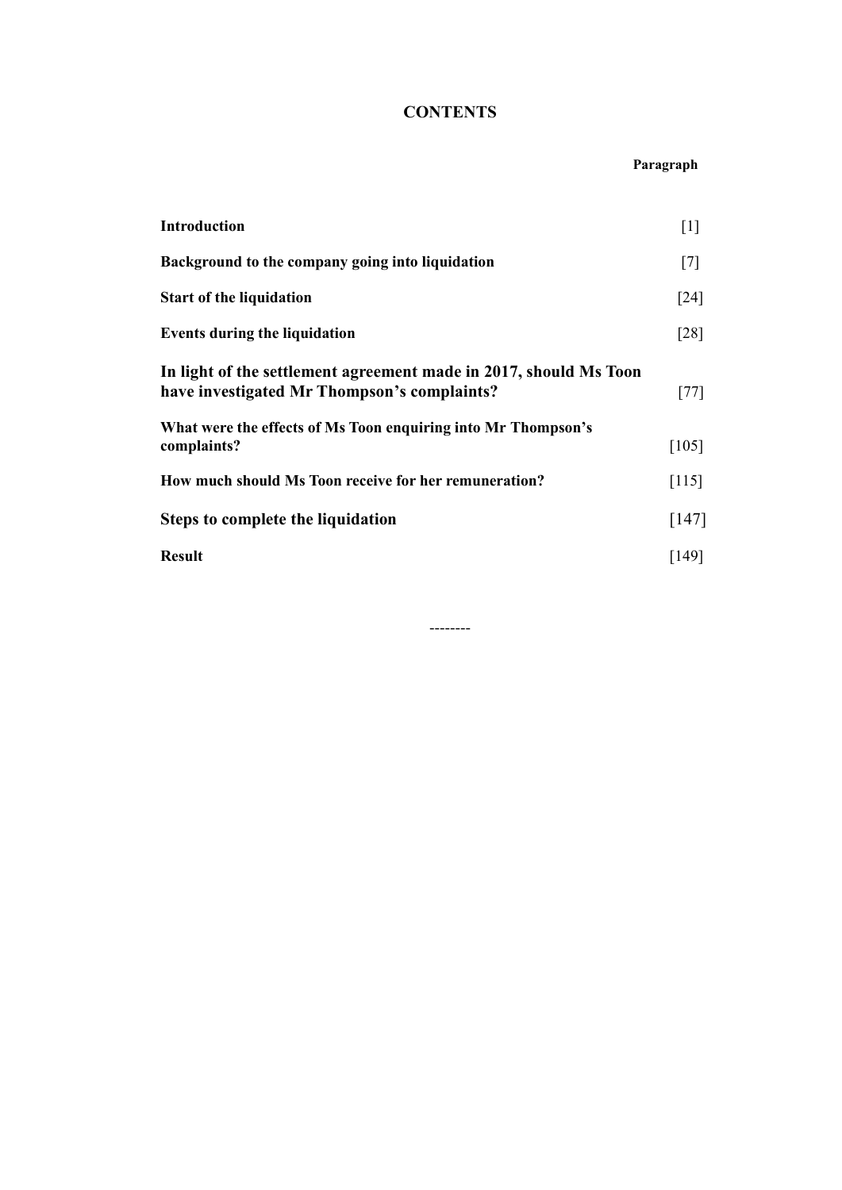**CONTENTS**

| | Paragraph |
|---|---|
| **Introduction** | [1] |
| **Background to the company going into liquidation** | [7] |
| **Start of the liquidation** | [24] |
| **Events during the liquidation** | [28] |
| **In light of the settlement agreement made in 2017, should Ms Toon have investigated Mr Thompson's complaints?** | [77] |
| **What were the effects of Ms Toon enquiring into Mr Thompson's complaints?** | [105] |
| **How much should Ms Toon receive for her remuneration?** | [115] |
| **Steps to complete the liquidation** | [147] |
| **Result** | [149] |

--------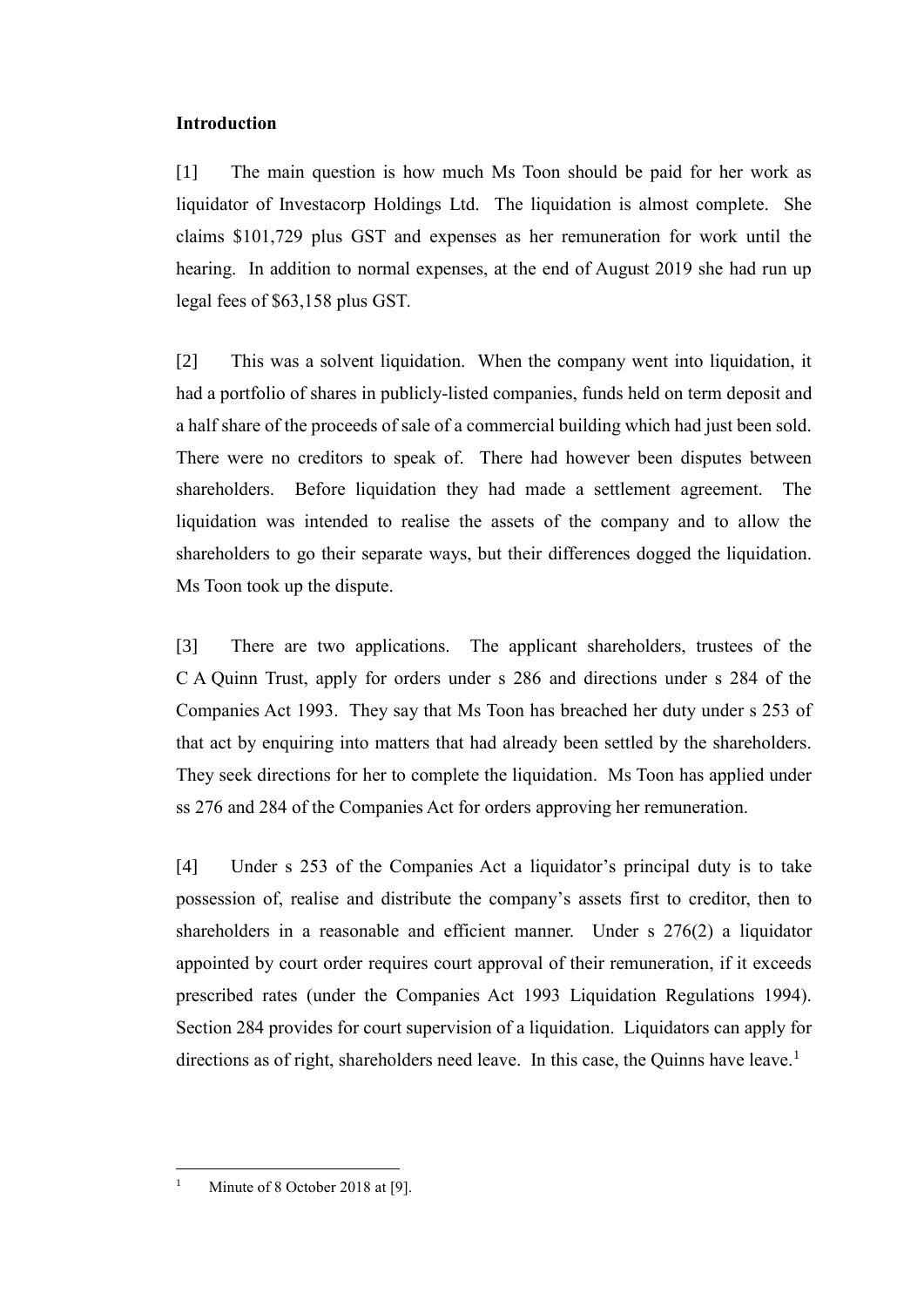**Introduction**

[1] The main question is how much Ms Toon should be paid for her work as liquidator of Investacorp Holdings Ltd. The liquidation is almost complete. She claims $101,729 plus GST and expenses as her remuneration for work until the hearing. In addition to normal expenses, at the end of August 2019 she had run up legal fees of $63,158 plus GST.

[2] This was a solvent liquidation. When the company went into liquidation, it had a portfolio of shares in publicly-listed companies, funds held on term deposit and a half share of the proceeds of sale of a commercial building which had just been sold. There were no creditors to speak of. There had however been disputes between shareholders. Before liquidation they had made a settlement agreement. The liquidation was intended to realise the assets of the company and to allow the shareholders to go their separate ways, but their differences dogged the liquidation. Ms Toon took up the dispute.

[3] There are two applications. The applicant shareholders, trustees of the C A Quinn Trust, apply for orders under s 286 and directions under s 284 of the Companies Act 1993. They say that Ms Toon has breached her duty under s 253 of that act by enquiring into matters that had already been settled by the shareholders. They seek directions for her to complete the liquidation. Ms Toon has applied under ss 276 and 284 of the Companies Act for orders approving her remuneration.

[4] Under s 253 of the Companies Act a liquidator's principal duty is to take possession of, realise and distribute the company's assets first to creditor, then to shareholders in a reasonable and efficient manner. Under s 276(2) a liquidator appointed by court order requires court approval of their remuneration, if it exceeds prescribed rates (under the Companies Act 1993 Liquidation Regulations 1994). Section 284 provides for court supervision of a liquidation. Liquidators can apply for directions as of right, shareholders need leave. In this case, the Quinns have leave.[1]

[1] Minute of 8 October 2018 at [9].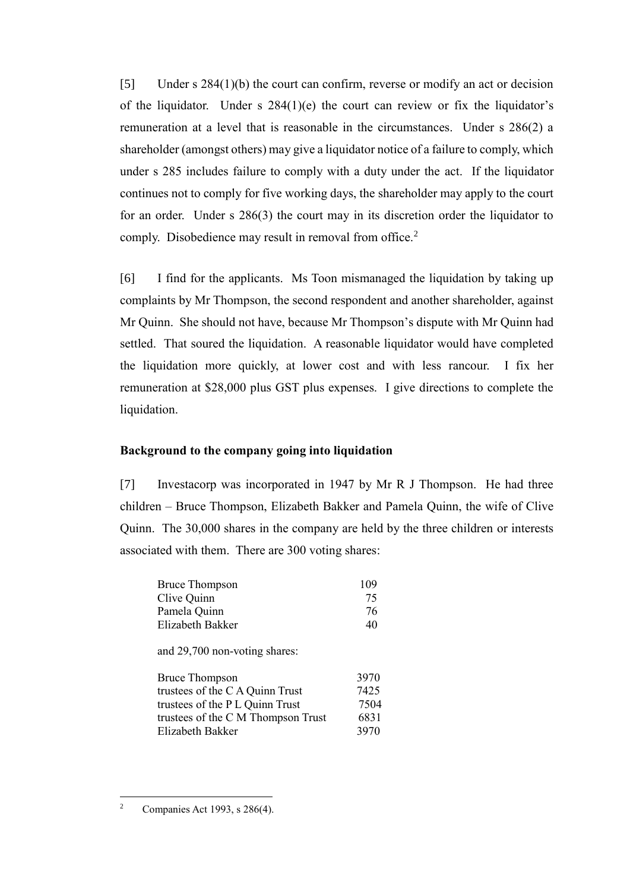[5] Under s 284(1)(b) the court can confirm, reverse or modify an act or decision of the liquidator. Under s 284(1)(e) the court can review or fix the liquidator's remuneration at a level that is reasonable in the circumstances. Under s 286(2) a shareholder (amongst others) may give a liquidator notice of a failure to comply, which under s 285 includes failure to comply with a duty under the act. If the liquidator continues not to comply for five working days, the shareholder may apply to the court for an order. Under s 286(3) the court may in its discretion order the liquidator to comply. Disobedience may result in removal from office.[2]

[6] I find for the applicants. Ms Toon mismanaged the liquidation by taking up complaints by Mr Thompson, the second respondent and another shareholder, against Mr Quinn. She should not have, because Mr Thompson's dispute with Mr Quinn had settled. That soured the liquidation. A reasonable liquidator would have completed the liquidation more quickly, at lower cost and with less rancour. I fix her remuneration at $28,000 plus GST plus expenses. I give directions to complete the liquidation.

### Background to the company going into liquidation

[7] Investacorp was incorporated in 1947 by Mr R J Thompson. He had three children – Bruce Thompson, Elizabeth Bakker and Pamela Quinn, the wife of Clive Quinn. The 30,000 shares in the company are held by the three children or interests associated with them. There are 300 voting shares:

| | |
|---|---|
| Bruce Thompson | 109 |
| Clive Quinn | 75 |
| Pamela Quinn | 76 |
| Elizabeth Bakker | 40 |

and 29,700 non-voting shares:

| | |
|---|---|
| Bruce Thompson | 3970 |
| trustees of the C A Quinn Trust | 7425 |
| trustees of the P L Quinn Trust | 7504 |
| trustees of the C M Thompson Trust | 6831 |
| Elizabeth Bakker | 3970 |

---

[2] Companies Act 1993, s 286(4).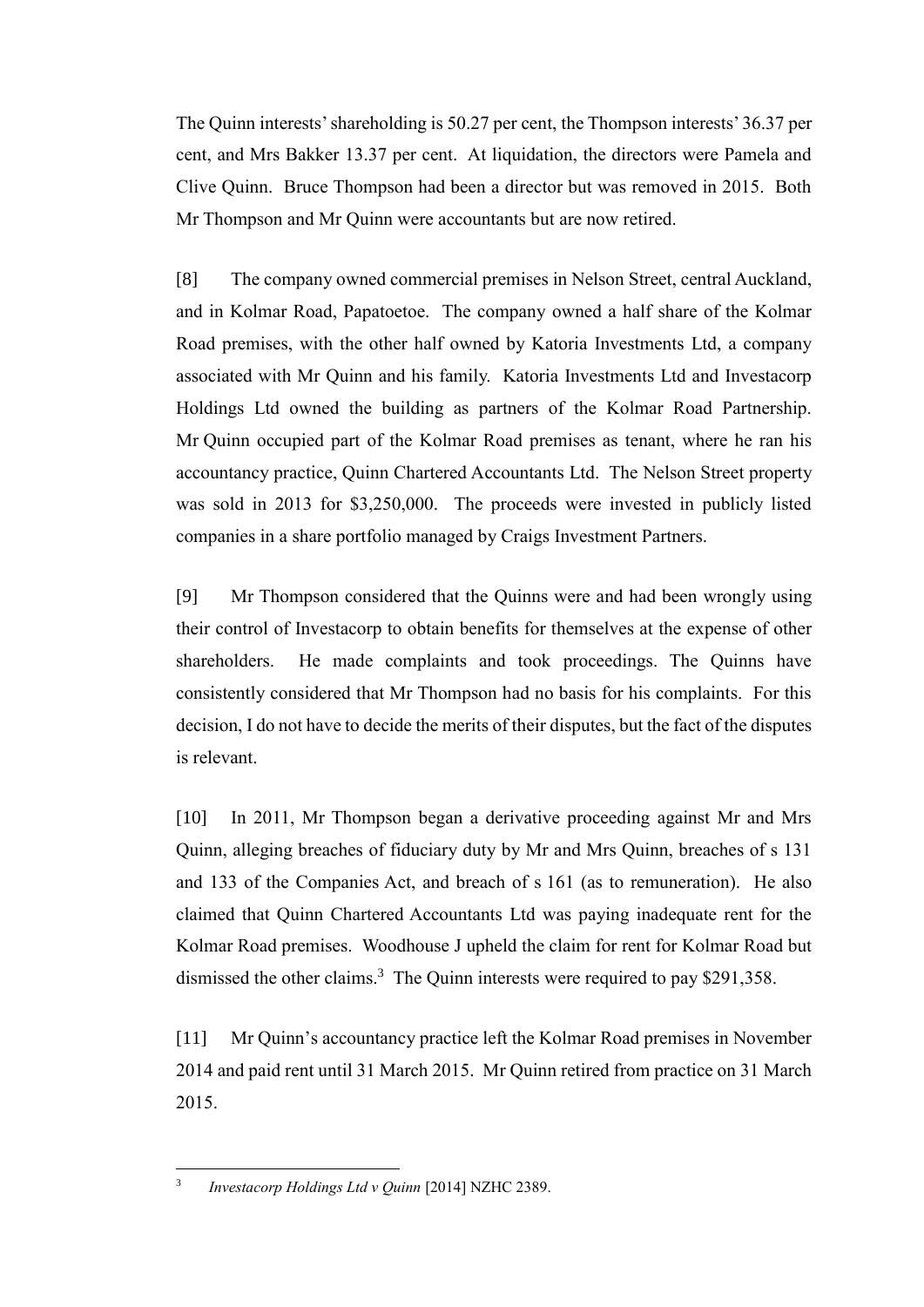The Quinn interests' shareholding is 50.27 per cent, the Thompson interests' 36.37 per cent, and Mrs Bakker 13.37 per cent. At liquidation, the directors were Pamela and Clive Quinn. Bruce Thompson had been a director but was removed in 2015. Both Mr Thompson and Mr Quinn were accountants but are now retired.

[8] The company owned commercial premises in Nelson Street, central Auckland, and in Kolmar Road, Papatoetoe. The company owned a half share of the Kolmar Road premises, with the other half owned by Katoria Investments Ltd, a company associated with Mr Quinn and his family. Katoria Investments Ltd and Investacorp Holdings Ltd owned the building as partners of the Kolmar Road Partnership. Mr Quinn occupied part of the Kolmar Road premises as tenant, where he ran his accountancy practice, Quinn Chartered Accountants Ltd. The Nelson Street property was sold in 2013 for $3,250,000. The proceeds were invested in publicly listed companies in a share portfolio managed by Craigs Investment Partners.

[9] Mr Thompson considered that the Quinns were and had been wrongly using their control of Investacorp to obtain benefits for themselves at the expense of other shareholders. He made complaints and took proceedings. The Quinns have consistently considered that Mr Thompson had no basis for his complaints. For this decision, I do not have to decide the merits of their disputes, but the fact of the disputes is relevant.

[10] In 2011, Mr Thompson began a derivative proceeding against Mr and Mrs Quinn, alleging breaches of fiduciary duty by Mr and Mrs Quinn, breaches of s 131 and 133 of the Companies Act, and breach of s 161 (as to remuneration). He also claimed that Quinn Chartered Accountants Ltd was paying inadequate rent for the Kolmar Road premises. Woodhouse J upheld the claim for rent for Kolmar Road but dismissed the other claims.[3] The Quinn interests were required to pay $291,358.

[11] Mr Quinn's accountancy practice left the Kolmar Road premises in November 2014 and paid rent until 31 March 2015. Mr Quinn retired from practice on 31 March 2015.

---

[3] *Investacorp Holdings Ltd v Quinn* [2014] NZHC 2389.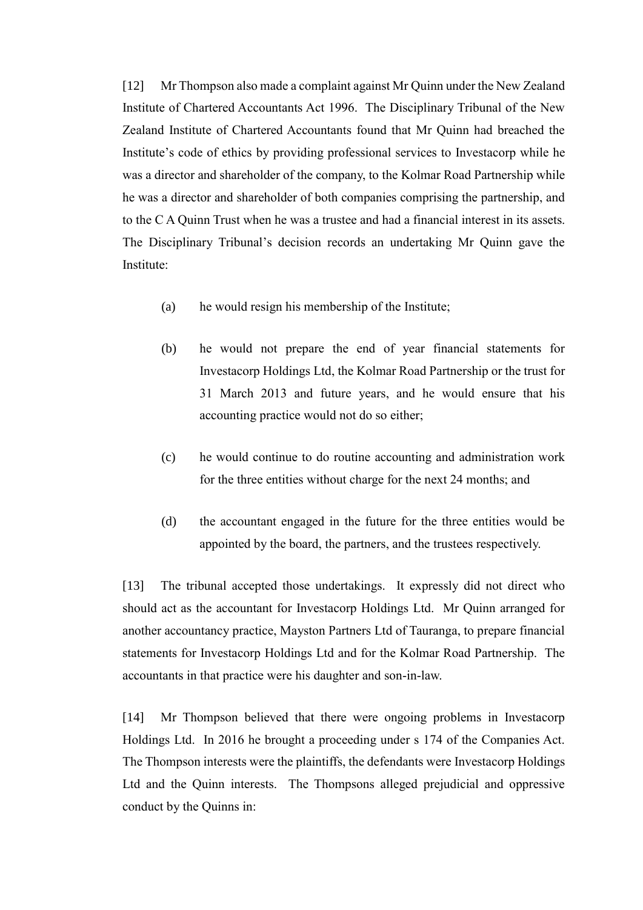[12] Mr Thompson also made a complaint against Mr Quinn under the New Zealand Institute of Chartered Accountants Act 1996. The Disciplinary Tribunal of the New Zealand Institute of Chartered Accountants found that Mr Quinn had breached the Institute's code of ethics by providing professional services to Investacorp while he was a director and shareholder of the company, to the Kolmar Road Partnership while he was a director and shareholder of both companies comprising the partnership, and to the C A Quinn Trust when he was a trustee and had a financial interest in its assets. The Disciplinary Tribunal's decision records an undertaking Mr Quinn gave the Institute:

(a) he would resign his membership of the Institute;

(b) he would not prepare the end of year financial statements for Investacorp Holdings Ltd, the Kolmar Road Partnership or the trust for 31 March 2013 and future years, and he would ensure that his accounting practice would not do so either;

(c) he would continue to do routine accounting and administration work for the three entities without charge for the next 24 months; and

(d) the accountant engaged in the future for the three entities would be appointed by the board, the partners, and the trustees respectively.

[13] The tribunal accepted those undertakings. It expressly did not direct who should act as the accountant for Investacorp Holdings Ltd. Mr Quinn arranged for another accountancy practice, Mayston Partners Ltd of Tauranga, to prepare financial statements for Investacorp Holdings Ltd and for the Kolmar Road Partnership. The accountants in that practice were his daughter and son-in-law.

[14] Mr Thompson believed that there were ongoing problems in Investacorp Holdings Ltd. In 2016 he brought a proceeding under s 174 of the Companies Act. The Thompson interests were the plaintiffs, the defendants were Investacorp Holdings Ltd and the Quinn interests. The Thompsons alleged prejudicial and oppressive conduct by the Quinns in: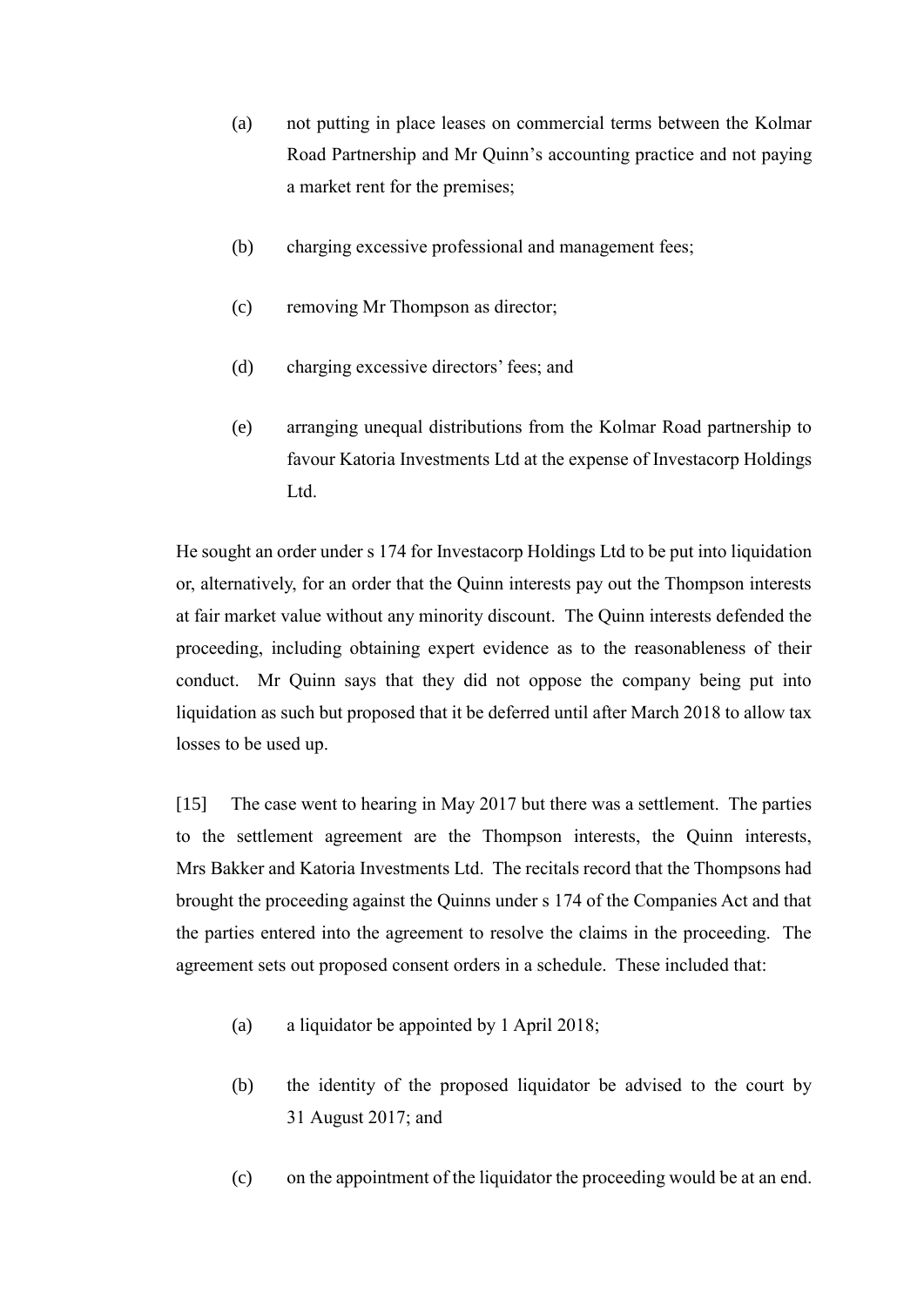(a) not putting in place leases on commercial terms between the Kolmar Road Partnership and Mr Quinn's accounting practice and not paying a market rent for the premises;

(b) charging excessive professional and management fees;

(c) removing Mr Thompson as director;

(d) charging excessive directors' fees; and

(e) arranging unequal distributions from the Kolmar Road partnership to favour Katoria Investments Ltd at the expense of Investacorp Holdings Ltd.

He sought an order under s 174 for Investacorp Holdings Ltd to be put into liquidation or, alternatively, for an order that the Quinn interests pay out the Thompson interests at fair market value without any minority discount. The Quinn interests defended the proceeding, including obtaining expert evidence as to the reasonableness of their conduct. Mr Quinn says that they did not oppose the company being put into liquidation as such but proposed that it be deferred until after March 2018 to allow tax losses to be used up.

[15] The case went to hearing in May 2017 but there was a settlement. The parties to the settlement agreement are the Thompson interests, the Quinn interests, Mrs Bakker and Katoria Investments Ltd. The recitals record that the Thompsons had brought the proceeding against the Quinns under s 174 of the Companies Act and that the parties entered into the agreement to resolve the claims in the proceeding. The agreement sets out proposed consent orders in a schedule. These included that:

(a) a liquidator be appointed by 1 April 2018;

(b) the identity of the proposed liquidator be advised to the court by 31 August 2017; and

(c) on the appointment of the liquidator the proceeding would be at an end.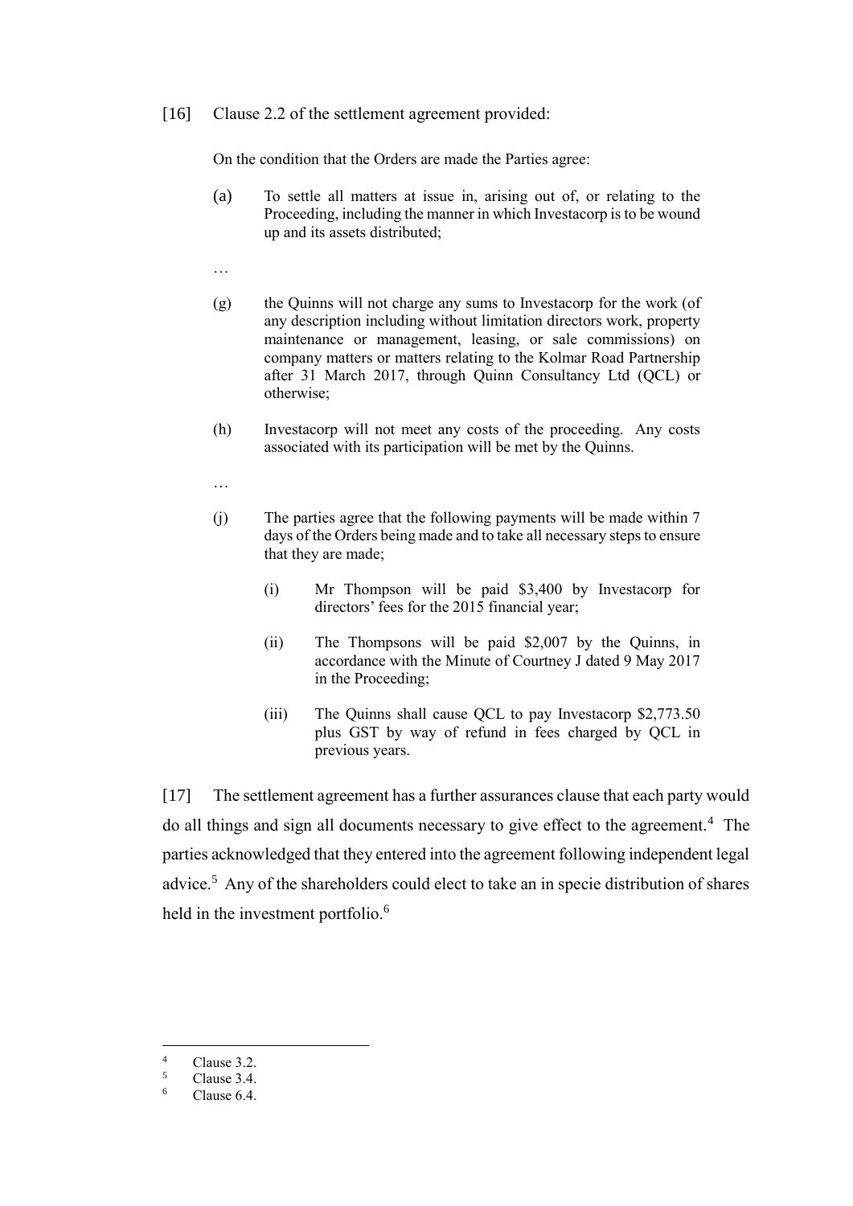[16] Clause 2.2 of the settlement agreement provided:

> On the condition that the Orders are made the Parties agree:
>
> (a) To settle all matters at issue in, arising out of, or relating to the Proceeding, including the manner in which Investacorp is to be wound up and its assets distributed;
>
> …
>
> (g) the Quinns will not charge any sums to Investacorp for the work (of any description including without limitation directors work, property maintenance or management, leasing, or sale commissions) on company matters or matters relating to the Kolmar Road Partnership after 31 March 2017, through Quinn Consultancy Ltd (QCL) or otherwise;
>
> (h) Investacorp will not meet any costs of the proceeding. Any costs associated with its participation will be met by the Quinns.
>
> …
>
> (j) The parties agree that the following payments will be made within 7 days of the Orders being made and to take all necessary steps to ensure that they are made;
>
> (i) Mr Thompson will be paid $3,400 by Investacorp for directors' fees for the 2015 financial year;
>
> (ii) The Thompsons will be paid $2,007 by the Quinns, in accordance with the Minute of Courtney J dated 9 May 2017 in the Proceeding;
>
> (iii) The Quinns shall cause QCL to pay Investacorp $2,773.50 plus GST by way of refund in fees charged by QCL in previous years.

[17] The settlement agreement has a further assurances clause that each party would do all things and sign all documents necessary to give effect to the agreement.[4] The parties acknowledged that they entered into the agreement following independent legal advice.[5] Any of the shareholders could elect to take an in specie distribution of shares held in the investment portfolio.[6]

---

[4] Clause 3.2.
[5] Clause 3.4.
[6] Clause 6.4.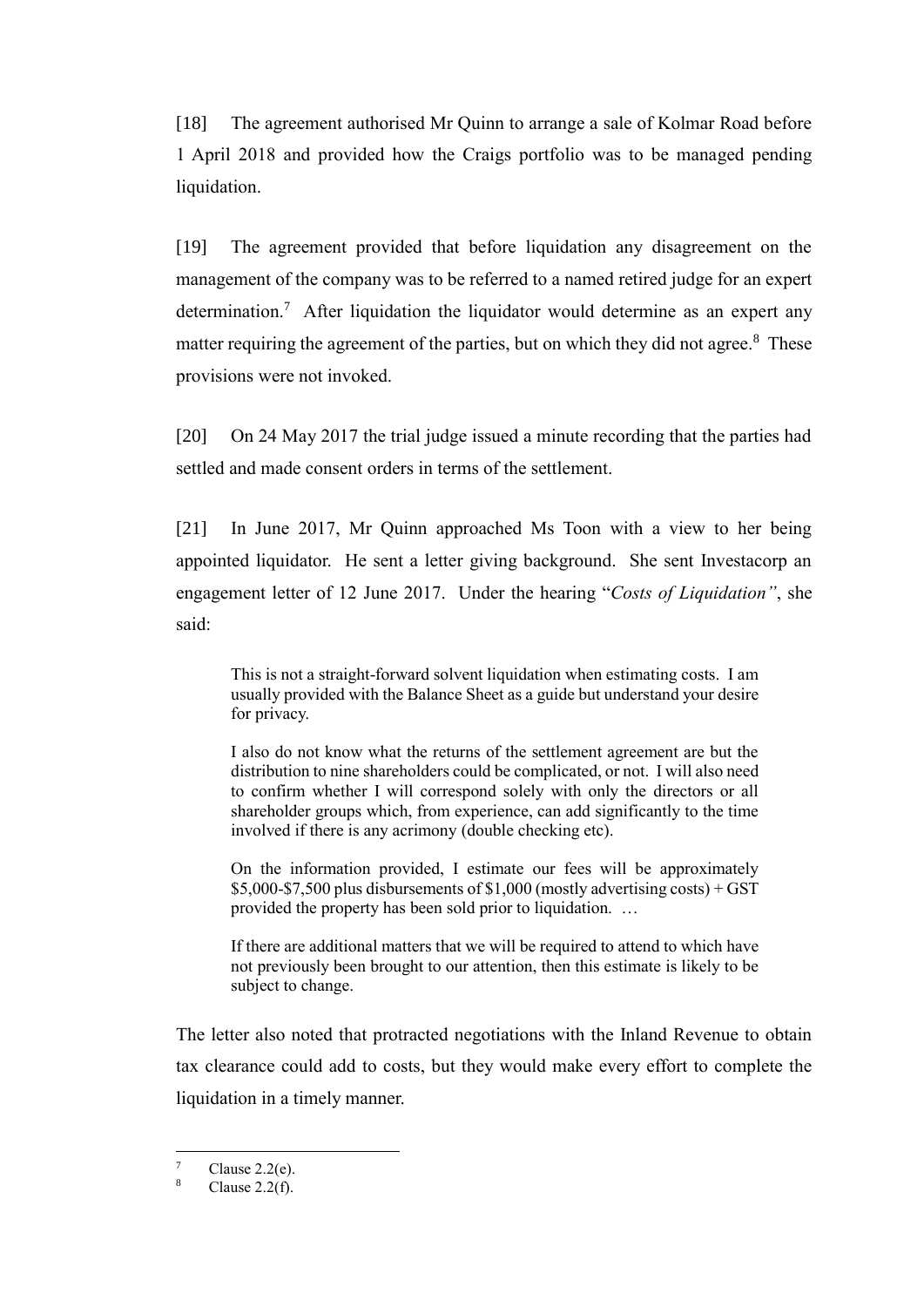[18] The agreement authorised Mr Quinn to arrange a sale of Kolmar Road before 1 April 2018 and provided how the Craigs portfolio was to be managed pending liquidation.

[19] The agreement provided that before liquidation any disagreement on the management of the company was to be referred to a named retired judge for an expert determination.[7] After liquidation the liquidator would determine as an expert any matter requiring the agreement of the parties, but on which they did not agree.[8] These provisions were not invoked.

[20] On 24 May 2017 the trial judge issued a minute recording that the parties had settled and made consent orders in terms of the settlement.

[21] In June 2017, Mr Quinn approached Ms Toon with a view to her being appointed liquidator. He sent a letter giving background. She sent Investacorp an engagement letter of 12 June 2017. Under the hearing "*Costs of Liquidation"*, she said:

> This is not a straight-forward solvent liquidation when estimating costs. I am usually provided with the Balance Sheet as a guide but understand your desire for privacy.
>
> I also do not know what the returns of the settlement agreement are but the distribution to nine shareholders could be complicated, or not. I will also need to confirm whether I will correspond solely with only the directors or all shareholder groups which, from experience, can add significantly to the time involved if there is any acrimony (double checking etc).
>
> On the information provided, I estimate our fees will be approximately $5,000-$7,500 plus disbursements of $1,000 (mostly advertising costs) + GST provided the property has been sold prior to liquidation. …
>
> If there are additional matters that we will be required to attend to which have not previously been brought to our attention, then this estimate is likely to be subject to change.

The letter also noted that protracted negotiations with the Inland Revenue to obtain tax clearance could add to costs, but they would make every effort to complete the liquidation in a timely manner.

---

[7] Clause 2.2(e).

[8] Clause 2.2(f).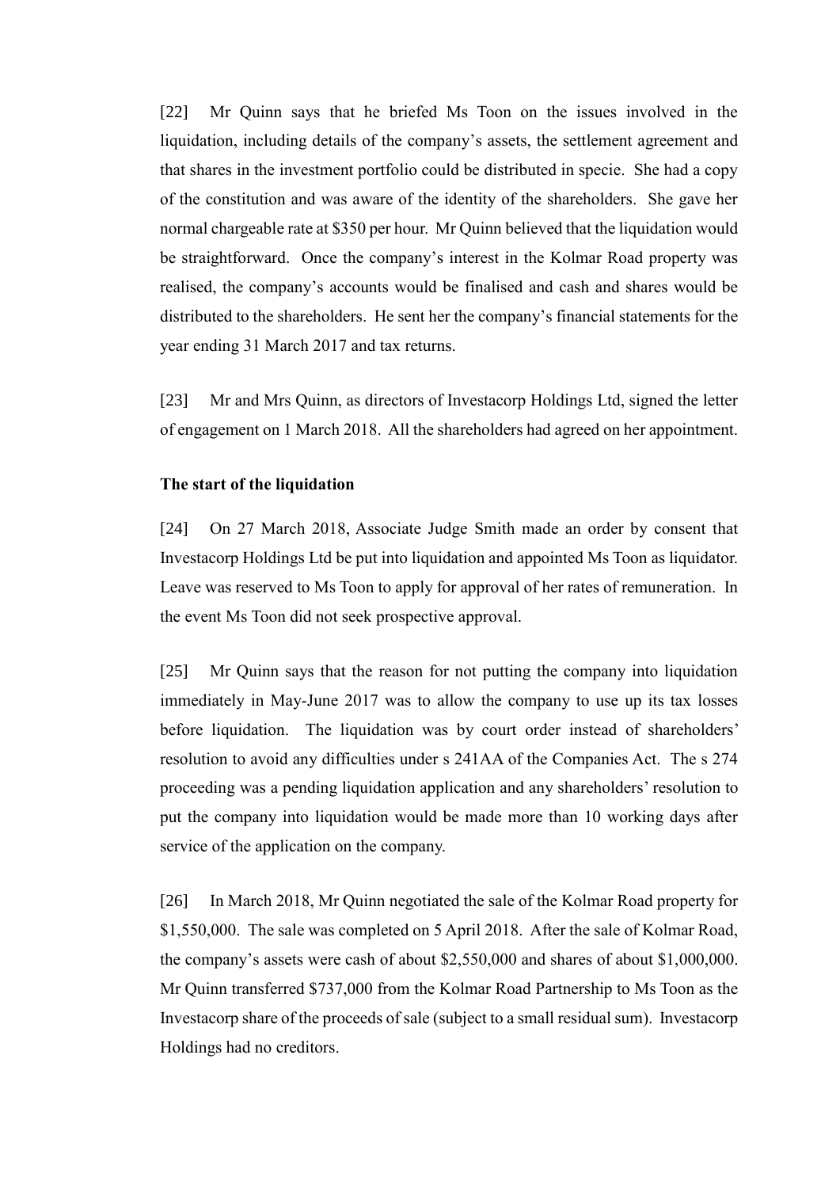[22] Mr Quinn says that he briefed Ms Toon on the issues involved in the liquidation, including details of the company's assets, the settlement agreement and that shares in the investment portfolio could be distributed in specie. She had a copy of the constitution and was aware of the identity of the shareholders. She gave her normal chargeable rate at $350 per hour. Mr Quinn believed that the liquidation would be straightforward. Once the company's interest in the Kolmar Road property was realised, the company's accounts would be finalised and cash and shares would be distributed to the shareholders. He sent her the company's financial statements for the year ending 31 March 2017 and tax returns.

[23] Mr and Mrs Quinn, as directors of Investacorp Holdings Ltd, signed the letter of engagement on 1 March 2018. All the shareholders had agreed on her appointment.

**The start of the liquidation**

[24] On 27 March 2018, Associate Judge Smith made an order by consent that Investacorp Holdings Ltd be put into liquidation and appointed Ms Toon as liquidator. Leave was reserved to Ms Toon to apply for approval of her rates of remuneration. In the event Ms Toon did not seek prospective approval.

[25] Mr Quinn says that the reason for not putting the company into liquidation immediately in May-June 2017 was to allow the company to use up its tax losses before liquidation. The liquidation was by court order instead of shareholders' resolution to avoid any difficulties under s 241AA of the Companies Act. The s 274 proceeding was a pending liquidation application and any shareholders' resolution to put the company into liquidation would be made more than 10 working days after service of the application on the company.

[26] In March 2018, Mr Quinn negotiated the sale of the Kolmar Road property for $1,550,000. The sale was completed on 5 April 2018. After the sale of Kolmar Road, the company's assets were cash of about $2,550,000 and shares of about $1,000,000. Mr Quinn transferred $737,000 from the Kolmar Road Partnership to Ms Toon as the Investacorp share of the proceeds of sale (subject to a small residual sum). Investacorp Holdings had no creditors.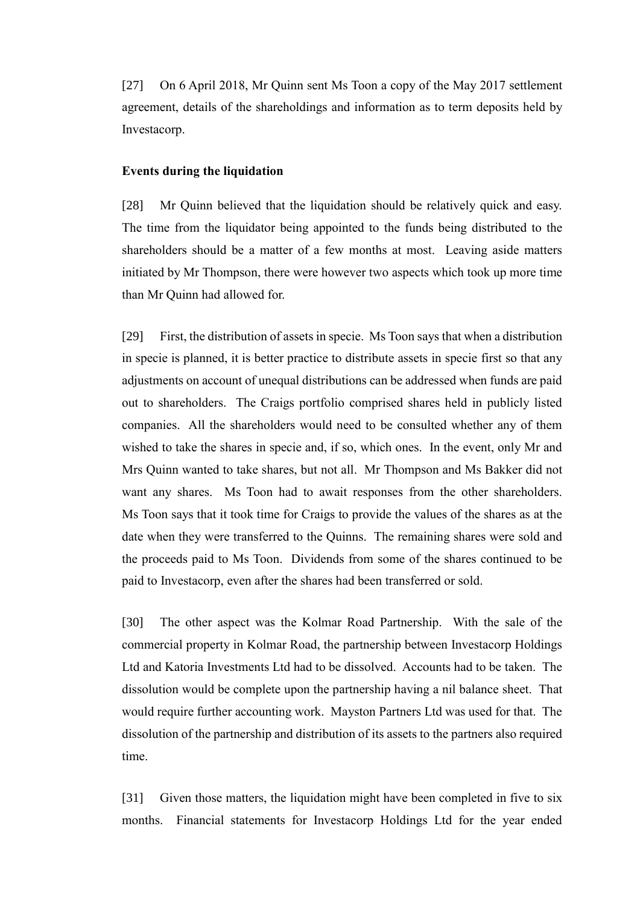[27] On 6 April 2018, Mr Quinn sent Ms Toon a copy of the May 2017 settlement agreement, details of the shareholdings and information as to term deposits held by Investacorp.

**Events during the liquidation**

[28] Mr Quinn believed that the liquidation should be relatively quick and easy. The time from the liquidator being appointed to the funds being distributed to the shareholders should be a matter of a few months at most. Leaving aside matters initiated by Mr Thompson, there were however two aspects which took up more time than Mr Quinn had allowed for.

[29] First, the distribution of assets in specie. Ms Toon says that when a distribution in specie is planned, it is better practice to distribute assets in specie first so that any adjustments on account of unequal distributions can be addressed when funds are paid out to shareholders. The Craigs portfolio comprised shares held in publicly listed companies. All the shareholders would need to be consulted whether any of them wished to take the shares in specie and, if so, which ones. In the event, only Mr and Mrs Quinn wanted to take shares, but not all. Mr Thompson and Ms Bakker did not want any shares. Ms Toon had to await responses from the other shareholders. Ms Toon says that it took time for Craigs to provide the values of the shares as at the date when they were transferred to the Quinns. The remaining shares were sold and the proceeds paid to Ms Toon. Dividends from some of the shares continued to be paid to Investacorp, even after the shares had been transferred or sold.

[30] The other aspect was the Kolmar Road Partnership. With the sale of the commercial property in Kolmar Road, the partnership between Investacorp Holdings Ltd and Katoria Investments Ltd had to be dissolved. Accounts had to be taken. The dissolution would be complete upon the partnership having a nil balance sheet. That would require further accounting work. Mayston Partners Ltd was used for that. The dissolution of the partnership and distribution of its assets to the partners also required time.

[31] Given those matters, the liquidation might have been completed in five to six months. Financial statements for Investacorp Holdings Ltd for the year ended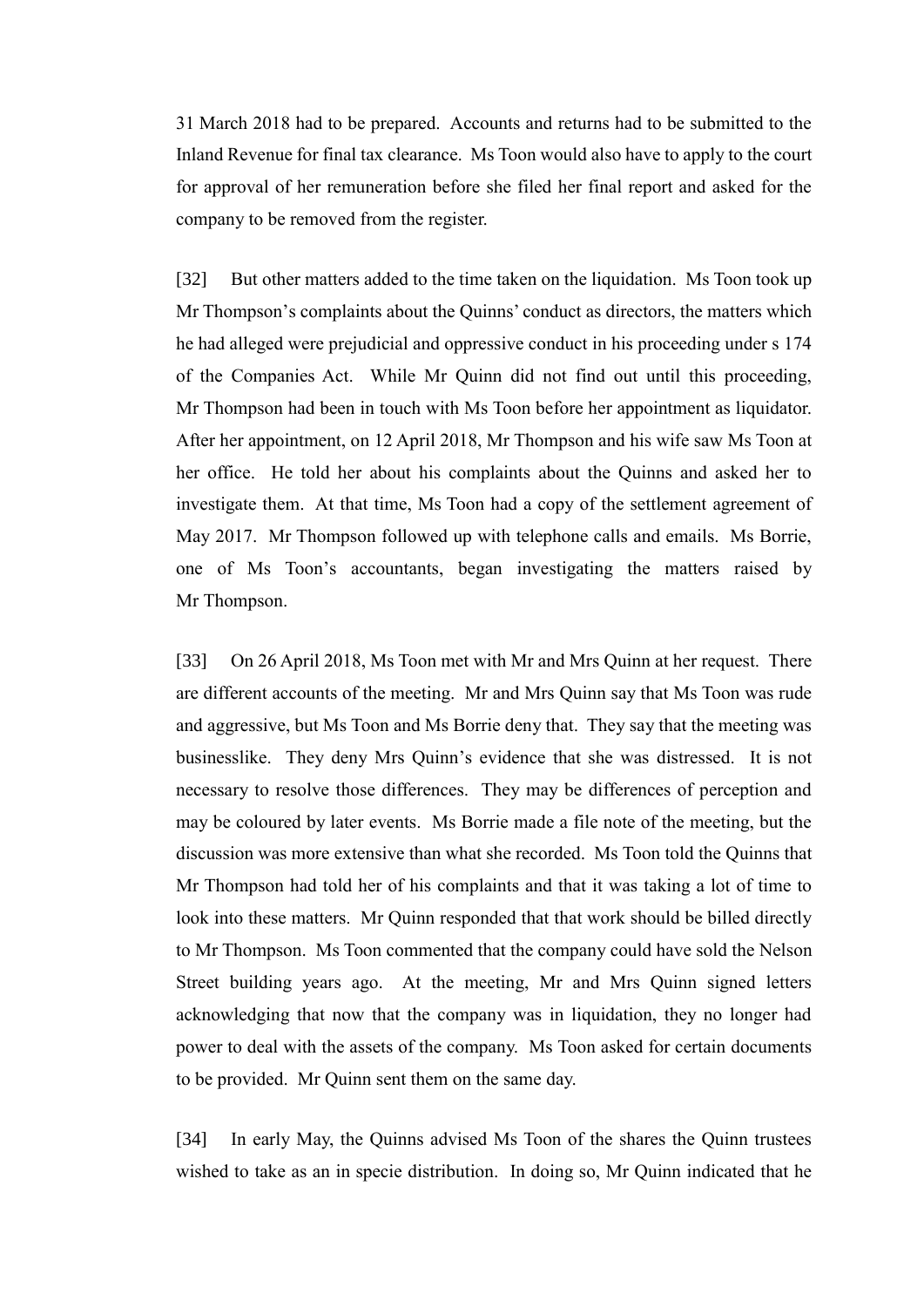31 March 2018 had to be prepared. Accounts and returns had to be submitted to the Inland Revenue for final tax clearance. Ms Toon would also have to apply to the court for approval of her remuneration before she filed her final report and asked for the company to be removed from the register.

[32] But other matters added to the time taken on the liquidation. Ms Toon took up Mr Thompson's complaints about the Quinns' conduct as directors, the matters which he had alleged were prejudicial and oppressive conduct in his proceeding under s 174 of the Companies Act. While Mr Quinn did not find out until this proceeding, Mr Thompson had been in touch with Ms Toon before her appointment as liquidator. After her appointment, on 12 April 2018, Mr Thompson and his wife saw Ms Toon at her office. He told her about his complaints about the Quinns and asked her to investigate them. At that time, Ms Toon had a copy of the settlement agreement of May 2017. Mr Thompson followed up with telephone calls and emails. Ms Borrie, one of Ms Toon's accountants, began investigating the matters raised by Mr Thompson.

[33] On 26 April 2018, Ms Toon met with Mr and Mrs Quinn at her request. There are different accounts of the meeting. Mr and Mrs Quinn say that Ms Toon was rude and aggressive, but Ms Toon and Ms Borrie deny that. They say that the meeting was businesslike. They deny Mrs Quinn's evidence that she was distressed. It is not necessary to resolve those differences. They may be differences of perception and may be coloured by later events. Ms Borrie made a file note of the meeting, but the discussion was more extensive than what she recorded. Ms Toon told the Quinns that Mr Thompson had told her of his complaints and that it was taking a lot of time to look into these matters. Mr Quinn responded that that work should be billed directly to Mr Thompson. Ms Toon commented that the company could have sold the Nelson Street building years ago. At the meeting, Mr and Mrs Quinn signed letters acknowledging that now that the company was in liquidation, they no longer had power to deal with the assets of the company. Ms Toon asked for certain documents to be provided. Mr Quinn sent them on the same day.

[34] In early May, the Quinns advised Ms Toon of the shares the Quinn trustees wished to take as an in specie distribution. In doing so, Mr Quinn indicated that he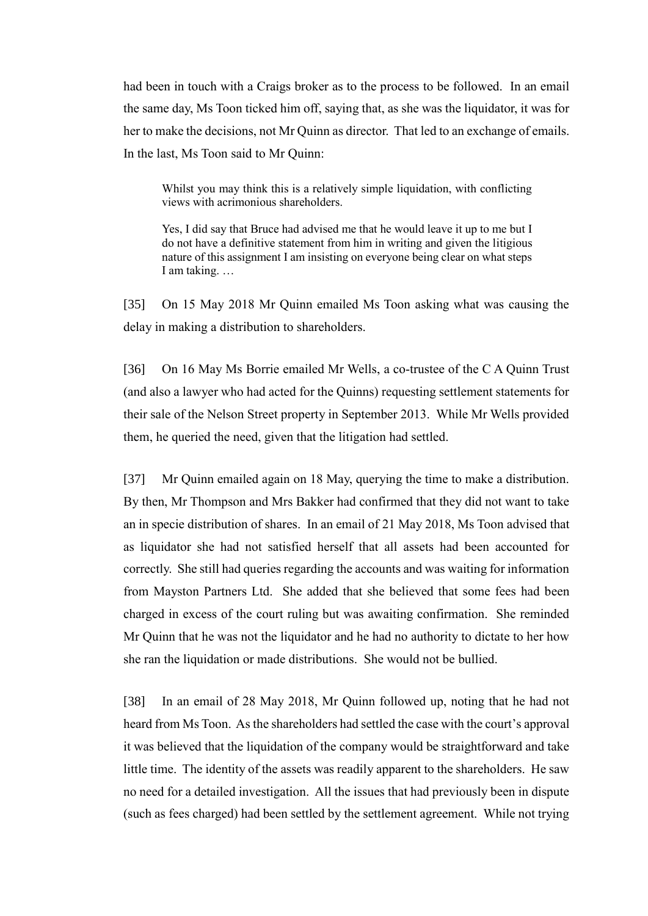had been in touch with a Craigs broker as to the process to be followed. In an email the same day, Ms Toon ticked him off, saying that, as she was the liquidator, it was for her to make the decisions, not Mr Quinn as director. That led to an exchange of emails. In the last, Ms Toon said to Mr Quinn:

> Whilst you may think this is a relatively simple liquidation, with conflicting views with acrimonious shareholders.
>
> Yes, I did say that Bruce had advised me that he would leave it up to me but I do not have a definitive statement from him in writing and given the litigious nature of this assignment I am insisting on everyone being clear on what steps I am taking. …

[35] On 15 May 2018 Mr Quinn emailed Ms Toon asking what was causing the delay in making a distribution to shareholders.

[36] On 16 May Ms Borrie emailed Mr Wells, a co-trustee of the C A Quinn Trust (and also a lawyer who had acted for the Quinns) requesting settlement statements for their sale of the Nelson Street property in September 2013. While Mr Wells provided them, he queried the need, given that the litigation had settled.

[37] Mr Quinn emailed again on 18 May, querying the time to make a distribution. By then, Mr Thompson and Mrs Bakker had confirmed that they did not want to take an in specie distribution of shares. In an email of 21 May 2018, Ms Toon advised that as liquidator she had not satisfied herself that all assets had been accounted for correctly. She still had queries regarding the accounts and was waiting for information from Mayston Partners Ltd. She added that she believed that some fees had been charged in excess of the court ruling but was awaiting confirmation. She reminded Mr Quinn that he was not the liquidator and he had no authority to dictate to her how she ran the liquidation or made distributions. She would not be bullied.

[38] In an email of 28 May 2018, Mr Quinn followed up, noting that he had not heard from Ms Toon. As the shareholders had settled the case with the court's approval it was believed that the liquidation of the company would be straightforward and take little time. The identity of the assets was readily apparent to the shareholders. He saw no need for a detailed investigation. All the issues that had previously been in dispute (such as fees charged) had been settled by the settlement agreement. While not trying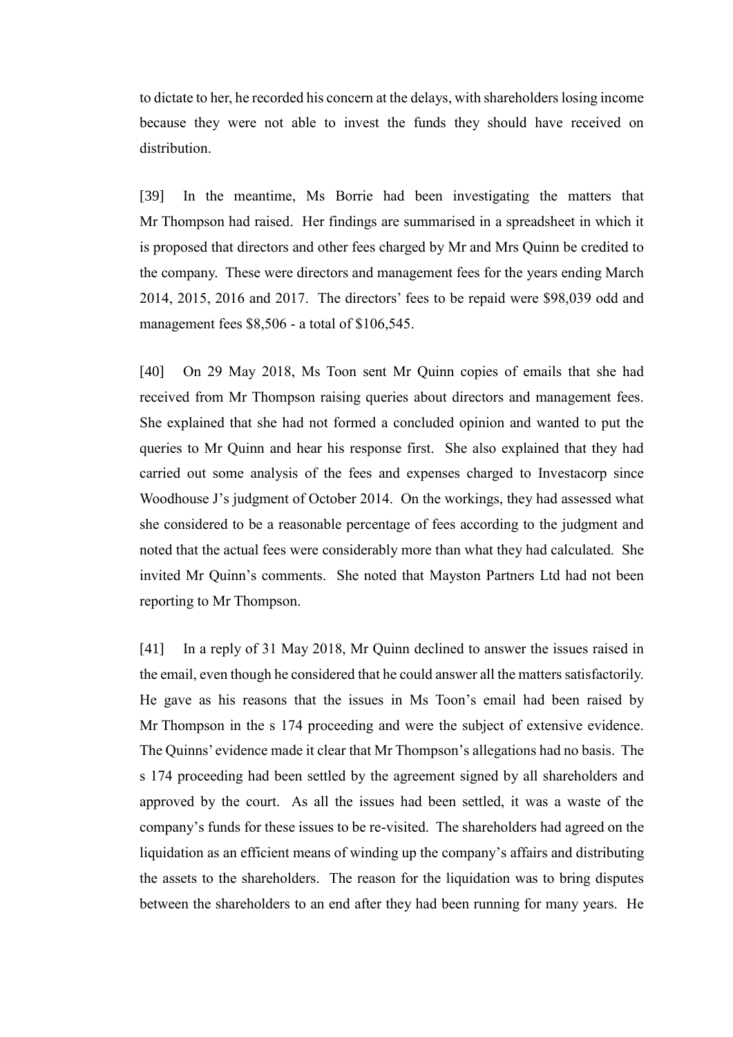to dictate to her, he recorded his concern at the delays, with shareholders losing income because they were not able to invest the funds they should have received on distribution.

[39] In the meantime, Ms Borrie had been investigating the matters that Mr Thompson had raised. Her findings are summarised in a spreadsheet in which it is proposed that directors and other fees charged by Mr and Mrs Quinn be credited to the company. These were directors and management fees for the years ending March 2014, 2015, 2016 and 2017. The directors' fees to be repaid were $98,039 odd and management fees $8,506 - a total of $106,545.

[40] On 29 May 2018, Ms Toon sent Mr Quinn copies of emails that she had received from Mr Thompson raising queries about directors and management fees. She explained that she had not formed a concluded opinion and wanted to put the queries to Mr Quinn and hear his response first. She also explained that they had carried out some analysis of the fees and expenses charged to Investacorp since Woodhouse J's judgment of October 2014. On the workings, they had assessed what she considered to be a reasonable percentage of fees according to the judgment and noted that the actual fees were considerably more than what they had calculated. She invited Mr Quinn's comments. She noted that Mayston Partners Ltd had not been reporting to Mr Thompson.

[41] In a reply of 31 May 2018, Mr Quinn declined to answer the issues raised in the email, even though he considered that he could answer all the matters satisfactorily. He gave as his reasons that the issues in Ms Toon's email had been raised by Mr Thompson in the s 174 proceeding and were the subject of extensive evidence. The Quinns' evidence made it clear that Mr Thompson's allegations had no basis. The s 174 proceeding had been settled by the agreement signed by all shareholders and approved by the court. As all the issues had been settled, it was a waste of the company's funds for these issues to be re-visited. The shareholders had agreed on the liquidation as an efficient means of winding up the company's affairs and distributing the assets to the shareholders. The reason for the liquidation was to bring disputes between the shareholders to an end after they had been running for many years. He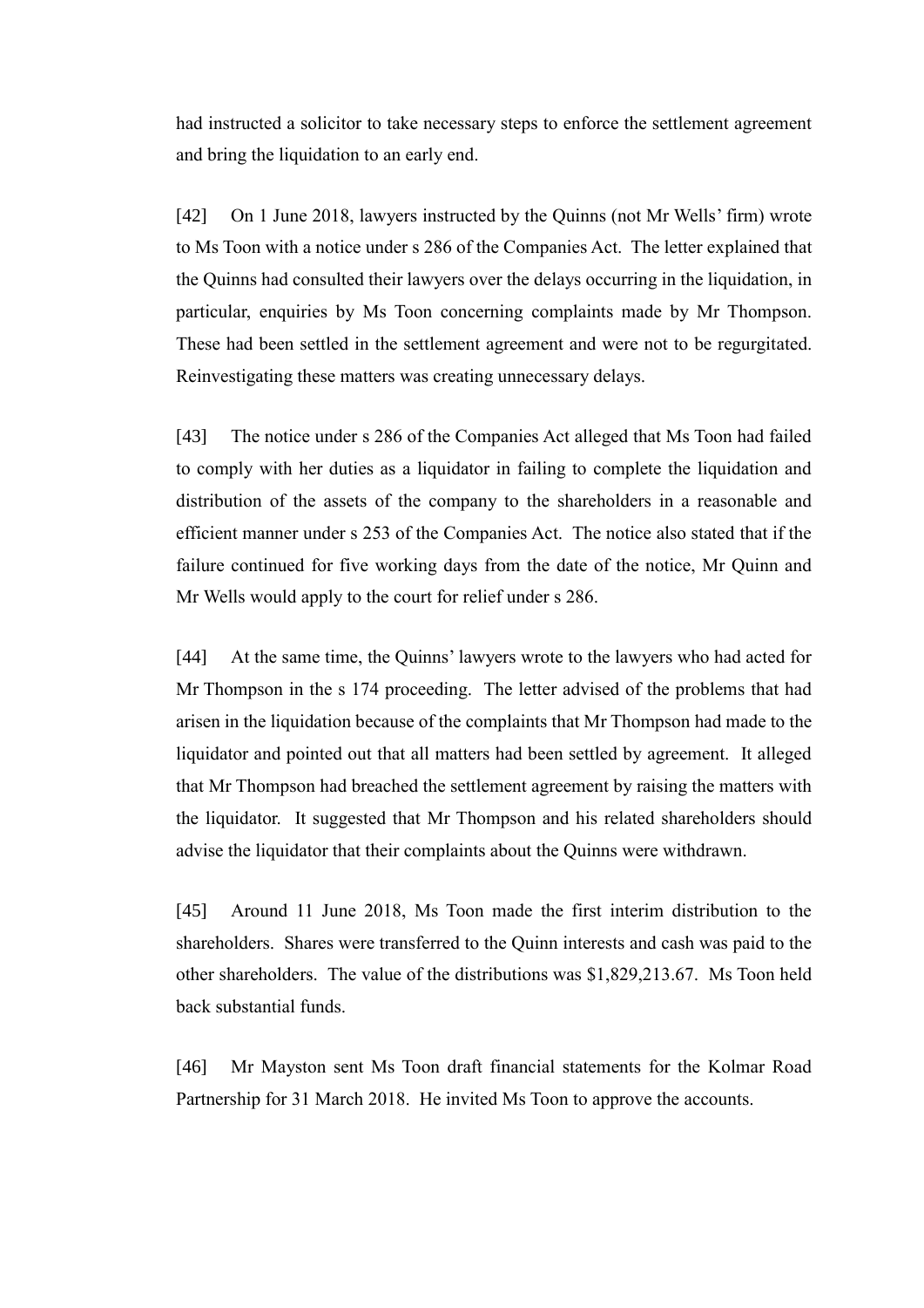had instructed a solicitor to take necessary steps to enforce the settlement agreement and bring the liquidation to an early end.

[42] On 1 June 2018, lawyers instructed by the Quinns (not Mr Wells' firm) wrote to Ms Toon with a notice under s 286 of the Companies Act. The letter explained that the Quinns had consulted their lawyers over the delays occurring in the liquidation, in particular, enquiries by Ms Toon concerning complaints made by Mr Thompson. These had been settled in the settlement agreement and were not to be regurgitated. Reinvestigating these matters was creating unnecessary delays.

[43] The notice under s 286 of the Companies Act alleged that Ms Toon had failed to comply with her duties as a liquidator in failing to complete the liquidation and distribution of the assets of the company to the shareholders in a reasonable and efficient manner under s 253 of the Companies Act. The notice also stated that if the failure continued for five working days from the date of the notice, Mr Quinn and Mr Wells would apply to the court for relief under s 286.

[44] At the same time, the Quinns' lawyers wrote to the lawyers who had acted for Mr Thompson in the s 174 proceeding. The letter advised of the problems that had arisen in the liquidation because of the complaints that Mr Thompson had made to the liquidator and pointed out that all matters had been settled by agreement. It alleged that Mr Thompson had breached the settlement agreement by raising the matters with the liquidator. It suggested that Mr Thompson and his related shareholders should advise the liquidator that their complaints about the Quinns were withdrawn.

[45] Around 11 June 2018, Ms Toon made the first interim distribution to the shareholders. Shares were transferred to the Quinn interests and cash was paid to the other shareholders. The value of the distributions was $1,829,213.67. Ms Toon held back substantial funds.

[46] Mr Mayston sent Ms Toon draft financial statements for the Kolmar Road Partnership for 31 March 2018. He invited Ms Toon to approve the accounts.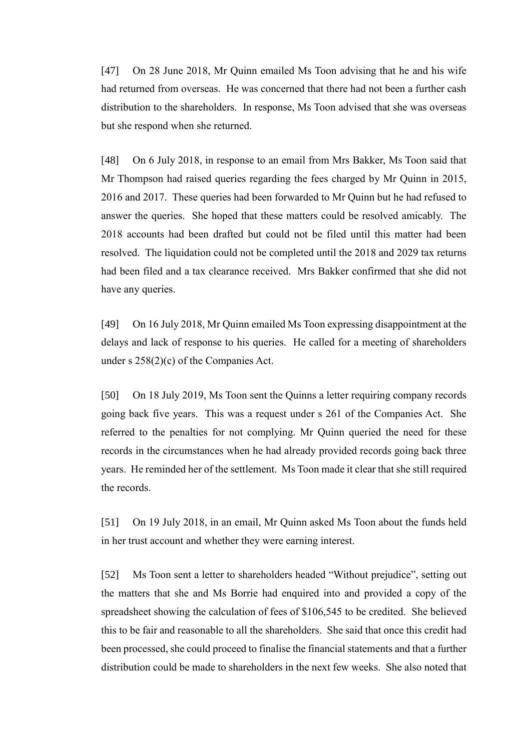[47] On 28 June 2018, Mr Quinn emailed Ms Toon advising that he and his wife had returned from overseas. He was concerned that there had not been a further cash distribution to the shareholders. In response, Ms Toon advised that she was overseas but she respond when she returned.

[48] On 6 July 2018, in response to an email from Mrs Bakker, Ms Toon said that Mr Thompson had raised queries regarding the fees charged by Mr Quinn in 2015, 2016 and 2017. These queries had been forwarded to Mr Quinn but he had refused to answer the queries. She hoped that these matters could be resolved amicably. The 2018 accounts had been drafted but could not be filed until this matter had been resolved. The liquidation could not be completed until the 2018 and 2029 tax returns had been filed and a tax clearance received. Mrs Bakker confirmed that she did not have any queries.

[49] On 16 July 2018, Mr Quinn emailed Ms Toon expressing disappointment at the delays and lack of response to his queries. He called for a meeting of shareholders under s 258(2)(c) of the Companies Act.

[50] On 18 July 2019, Ms Toon sent the Quinns a letter requiring company records going back five years. This was a request under s 261 of the Companies Act. She referred to the penalties for not complying. Mr Quinn queried the need for these records in the circumstances when he had already provided records going back three years. He reminded her of the settlement. Ms Toon made it clear that she still required the records.

[51] On 19 July 2018, in an email, Mr Quinn asked Ms Toon about the funds held in her trust account and whether they were earning interest.

[52] Ms Toon sent a letter to shareholders headed "Without prejudice", setting out the matters that she and Ms Borrie had enquired into and provided a copy of the spreadsheet showing the calculation of fees of $106,545 to be credited. She believed this to be fair and reasonable to all the shareholders. She said that once this credit had been processed, she could proceed to finalise the financial statements and that a further distribution could be made to shareholders in the next few weeks. She also noted that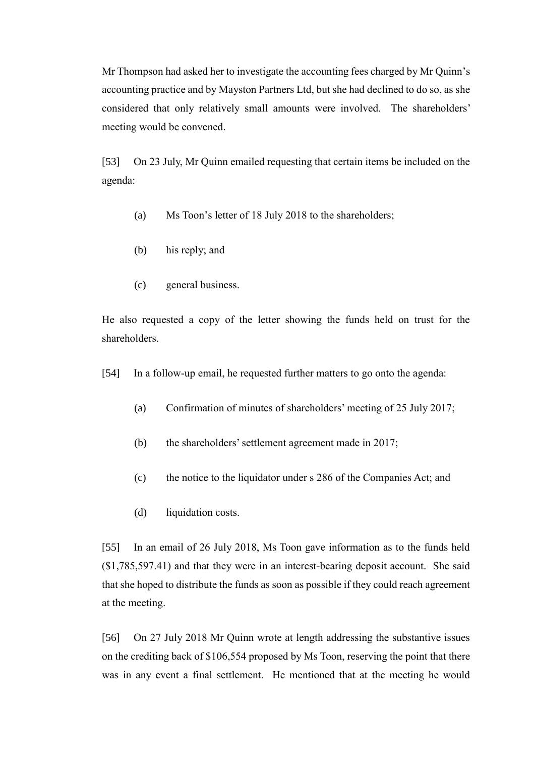Mr Thompson had asked her to investigate the accounting fees charged by Mr Quinn's accounting practice and by Mayston Partners Ltd, but she had declined to do so, as she considered that only relatively small amounts were involved. The shareholders' meeting would be convened.

[53] On 23 July, Mr Quinn emailed requesting that certain items be included on the agenda:

(a) Ms Toon's letter of 18 July 2018 to the shareholders;

(b) his reply; and

(c) general business.

He also requested a copy of the letter showing the funds held on trust for the shareholders.

[54] In a follow-up email, he requested further matters to go onto the agenda:

(a) Confirmation of minutes of shareholders' meeting of 25 July 2017;

(b) the shareholders' settlement agreement made in 2017;

(c) the notice to the liquidator under s 286 of the Companies Act; and

(d) liquidation costs.

[55] In an email of 26 July 2018, Ms Toon gave information as to the funds held ($1,785,597.41) and that they were in an interest-bearing deposit account. She said that she hoped to distribute the funds as soon as possible if they could reach agreement at the meeting.

[56] On 27 July 2018 Mr Quinn wrote at length addressing the substantive issues on the crediting back of $106,554 proposed by Ms Toon, reserving the point that there was in any event a final settlement. He mentioned that at the meeting he would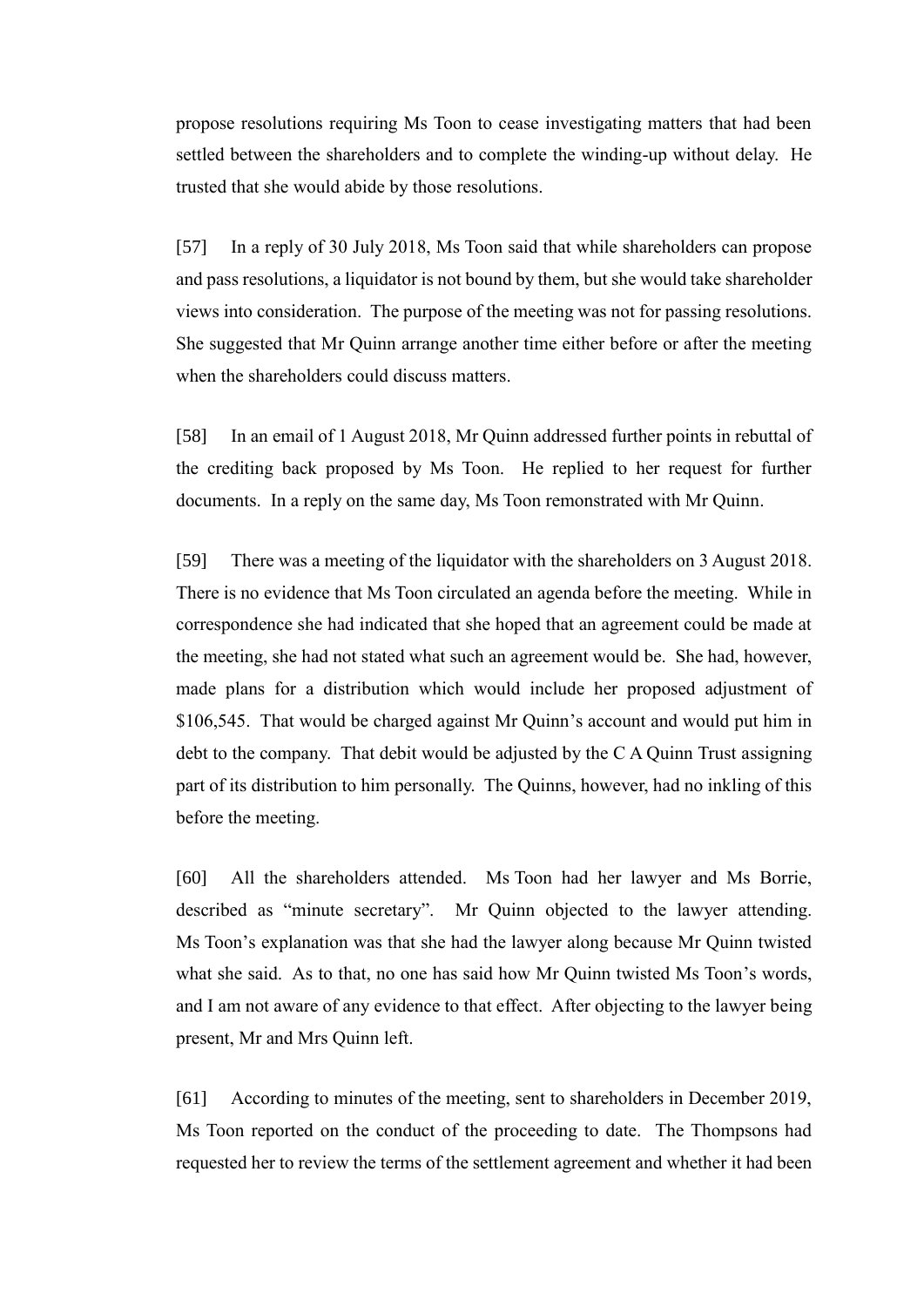propose resolutions requiring Ms Toon to cease investigating matters that had been settled between the shareholders and to complete the winding-up without delay. He trusted that she would abide by those resolutions.

[57] In a reply of 30 July 2018, Ms Toon said that while shareholders can propose and pass resolutions, a liquidator is not bound by them, but she would take shareholder views into consideration. The purpose of the meeting was not for passing resolutions. She suggested that Mr Quinn arrange another time either before or after the meeting when the shareholders could discuss matters.

[58] In an email of 1 August 2018, Mr Quinn addressed further points in rebuttal of the crediting back proposed by Ms Toon. He replied to her request for further documents. In a reply on the same day, Ms Toon remonstrated with Mr Quinn.

[59] There was a meeting of the liquidator with the shareholders on 3 August 2018. There is no evidence that Ms Toon circulated an agenda before the meeting. While in correspondence she had indicated that she hoped that an agreement could be made at the meeting, she had not stated what such an agreement would be. She had, however, made plans for a distribution which would include her proposed adjustment of $106,545. That would be charged against Mr Quinn's account and would put him in debt to the company. That debit would be adjusted by the C A Quinn Trust assigning part of its distribution to him personally. The Quinns, however, had no inkling of this before the meeting.

[60] All the shareholders attended. Ms Toon had her lawyer and Ms Borrie, described as "minute secretary". Mr Quinn objected to the lawyer attending. Ms Toon's explanation was that she had the lawyer along because Mr Quinn twisted what she said. As to that, no one has said how Mr Quinn twisted Ms Toon's words, and I am not aware of any evidence to that effect. After objecting to the lawyer being present, Mr and Mrs Quinn left.

[61] According to minutes of the meeting, sent to shareholders in December 2019, Ms Toon reported on the conduct of the proceeding to date. The Thompsons had requested her to review the terms of the settlement agreement and whether it had been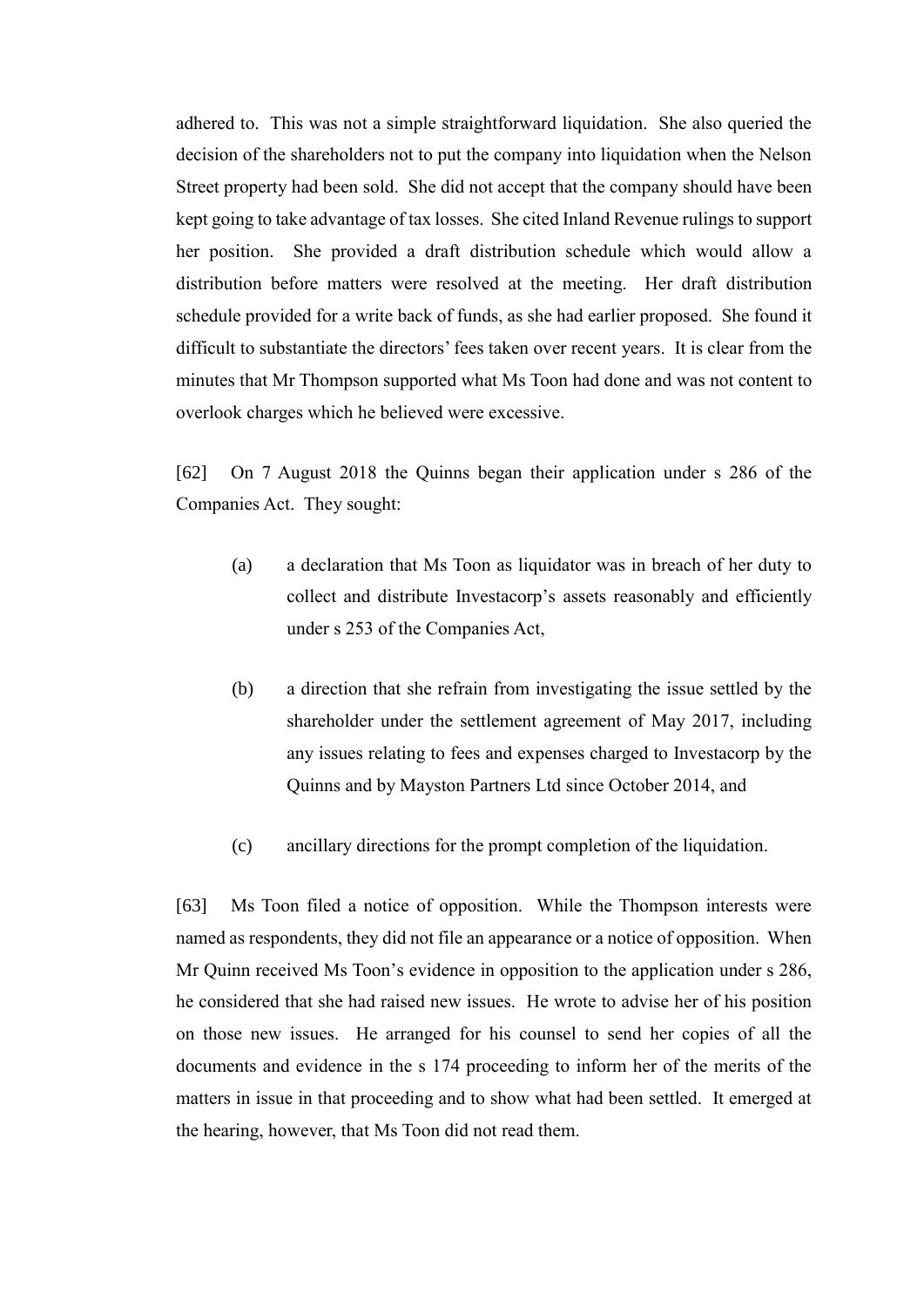adhered to. This was not a simple straightforward liquidation. She also queried the decision of the shareholders not to put the company into liquidation when the Nelson Street property had been sold. She did not accept that the company should have been kept going to take advantage of tax losses. She cited Inland Revenue rulings to support her position. She provided a draft distribution schedule which would allow a distribution before matters were resolved at the meeting. Her draft distribution schedule provided for a write back of funds, as she had earlier proposed. She found it difficult to substantiate the directors' fees taken over recent years. It is clear from the minutes that Mr Thompson supported what Ms Toon had done and was not content to overlook charges which he believed were excessive.

[62] On 7 August 2018 the Quinns began their application under s 286 of the Companies Act. They sought:

(a) a declaration that Ms Toon as liquidator was in breach of her duty to collect and distribute Investacorp's assets reasonably and efficiently under s 253 of the Companies Act,

(b) a direction that she refrain from investigating the issue settled by the shareholder under the settlement agreement of May 2017, including any issues relating to fees and expenses charged to Investacorp by the Quinns and by Mayston Partners Ltd since October 2014, and

(c) ancillary directions for the prompt completion of the liquidation.

[63] Ms Toon filed a notice of opposition. While the Thompson interests were named as respondents, they did not file an appearance or a notice of opposition. When Mr Quinn received Ms Toon's evidence in opposition to the application under s 286, he considered that she had raised new issues. He wrote to advise her of his position on those new issues. He arranged for his counsel to send her copies of all the documents and evidence in the s 174 proceeding to inform her of the merits of the matters in issue in that proceeding and to show what had been settled. It emerged at the hearing, however, that Ms Toon did not read them.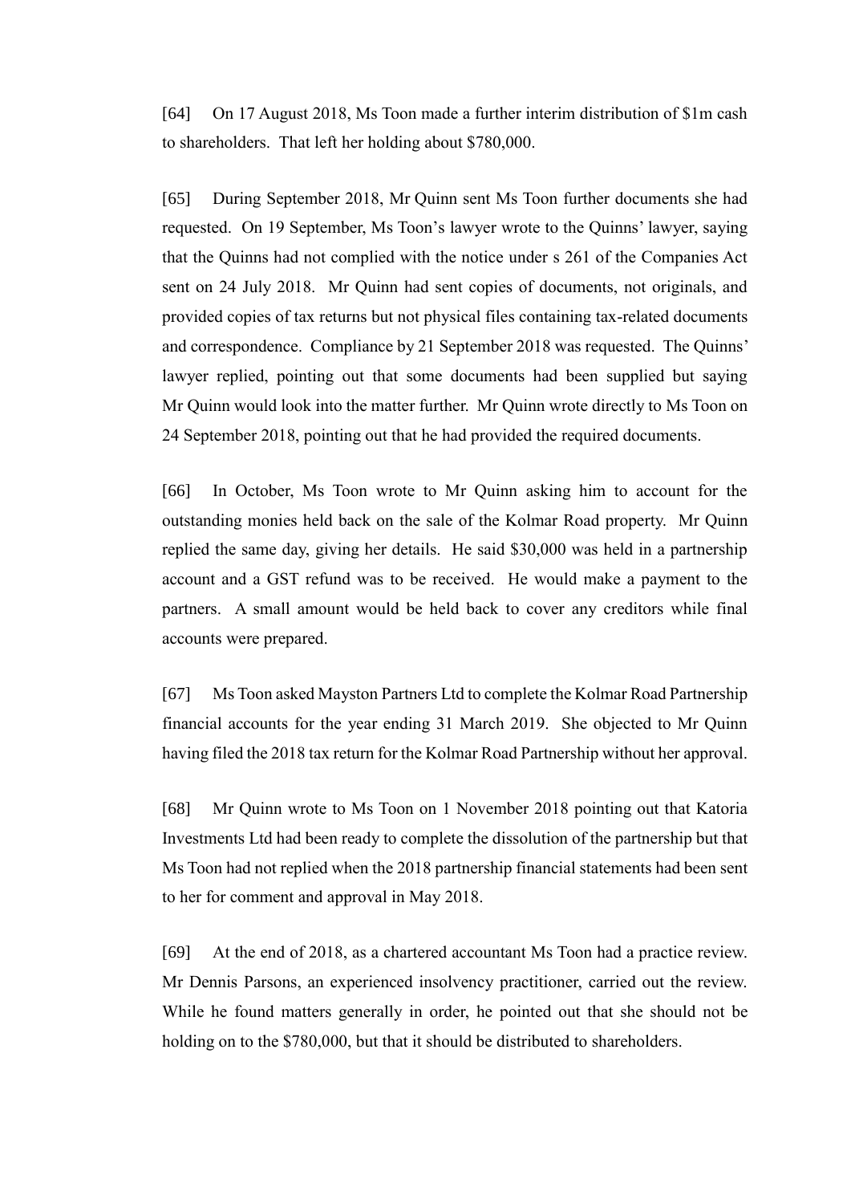[64] On 17 August 2018, Ms Toon made a further interim distribution of $1m cash to shareholders. That left her holding about $780,000.

[65] During September 2018, Mr Quinn sent Ms Toon further documents she had requested. On 19 September, Ms Toon's lawyer wrote to the Quinns' lawyer, saying that the Quinns had not complied with the notice under s 261 of the Companies Act sent on 24 July 2018. Mr Quinn had sent copies of documents, not originals, and provided copies of tax returns but not physical files containing tax-related documents and correspondence. Compliance by 21 September 2018 was requested. The Quinns' lawyer replied, pointing out that some documents had been supplied but saying Mr Quinn would look into the matter further. Mr Quinn wrote directly to Ms Toon on 24 September 2018, pointing out that he had provided the required documents.

[66] In October, Ms Toon wrote to Mr Quinn asking him to account for the outstanding monies held back on the sale of the Kolmar Road property. Mr Quinn replied the same day, giving her details. He said $30,000 was held in a partnership account and a GST refund was to be received. He would make a payment to the partners. A small amount would be held back to cover any creditors while final accounts were prepared.

[67] Ms Toon asked Mayston Partners Ltd to complete the Kolmar Road Partnership financial accounts for the year ending 31 March 2019. She objected to Mr Quinn having filed the 2018 tax return for the Kolmar Road Partnership without her approval.

[68] Mr Quinn wrote to Ms Toon on 1 November 2018 pointing out that Katoria Investments Ltd had been ready to complete the dissolution of the partnership but that Ms Toon had not replied when the 2018 partnership financial statements had been sent to her for comment and approval in May 2018.

[69] At the end of 2018, as a chartered accountant Ms Toon had a practice review. Mr Dennis Parsons, an experienced insolvency practitioner, carried out the review. While he found matters generally in order, he pointed out that she should not be holding on to the $780,000, but that it should be distributed to shareholders.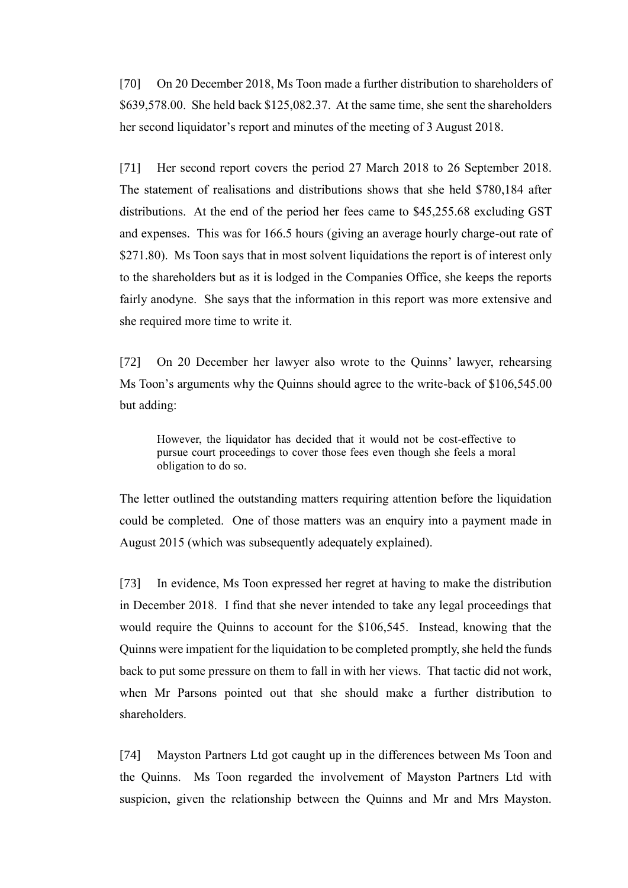[70] On 20 December 2018, Ms Toon made a further distribution to shareholders of $639,578.00. She held back $125,082.37. At the same time, she sent the shareholders her second liquidator's report and minutes of the meeting of 3 August 2018.

[71] Her second report covers the period 27 March 2018 to 26 September 2018. The statement of realisations and distributions shows that she held $780,184 after distributions. At the end of the period her fees came to $45,255.68 excluding GST and expenses. This was for 166.5 hours (giving an average hourly charge-out rate of $271.80). Ms Toon says that in most solvent liquidations the report is of interest only to the shareholders but as it is lodged in the Companies Office, she keeps the reports fairly anodyne. She says that the information in this report was more extensive and she required more time to write it.

[72] On 20 December her lawyer also wrote to the Quinns' lawyer, rehearsing Ms Toon's arguments why the Quinns should agree to the write-back of $106,545.00 but adding:

> However, the liquidator has decided that it would not be cost-effective to pursue court proceedings to cover those fees even though she feels a moral obligation to do so.

The letter outlined the outstanding matters requiring attention before the liquidation could be completed. One of those matters was an enquiry into a payment made in August 2015 (which was subsequently adequately explained).

[73] In evidence, Ms Toon expressed her regret at having to make the distribution in December 2018. I find that she never intended to take any legal proceedings that would require the Quinns to account for the $106,545. Instead, knowing that the Quinns were impatient for the liquidation to be completed promptly, she held the funds back to put some pressure on them to fall in with her views. That tactic did not work, when Mr Parsons pointed out that she should make a further distribution to shareholders.

[74] Mayston Partners Ltd got caught up in the differences between Ms Toon and the Quinns. Ms Toon regarded the involvement of Mayston Partners Ltd with suspicion, given the relationship between the Quinns and Mr and Mrs Mayston.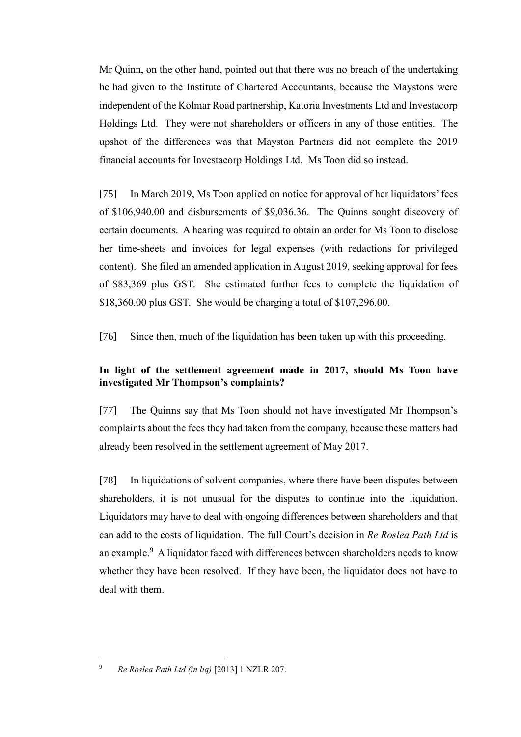Mr Quinn, on the other hand, pointed out that there was no breach of the undertaking he had given to the Institute of Chartered Accountants, because the Maystons were independent of the Kolmar Road partnership, Katoria Investments Ltd and Investacorp Holdings Ltd. They were not shareholders or officers in any of those entities. The upshot of the differences was that Mayston Partners did not complete the 2019 financial accounts for Investacorp Holdings Ltd. Ms Toon did so instead.

[75] In March 2019, Ms Toon applied on notice for approval of her liquidators' fees of $106,940.00 and disbursements of $9,036.36. The Quinns sought discovery of certain documents. A hearing was required to obtain an order for Ms Toon to disclose her time-sheets and invoices for legal expenses (with redactions for privileged content). She filed an amended application in August 2019, seeking approval for fees of $83,369 plus GST. She estimated further fees to complete the liquidation of $18,360.00 plus GST. She would be charging a total of $107,296.00.

[76] Since then, much of the liquidation has been taken up with this proceeding.

**In light of the settlement agreement made in 2017, should Ms Toon have investigated Mr Thompson's complaints?**

[77] The Quinns say that Ms Toon should not have investigated Mr Thompson's complaints about the fees they had taken from the company, because these matters had already been resolved in the settlement agreement of May 2017.

[78] In liquidations of solvent companies, where there have been disputes between shareholders, it is not unusual for the disputes to continue into the liquidation. Liquidators may have to deal with ongoing differences between shareholders and that can add to the costs of liquidation. The full Court's decision in *Re Roslea Path Ltd* is an example.[9] A liquidator faced with differences between shareholders needs to know whether they have been resolved. If they have been, the liquidator does not have to deal with them.

---

[9] *Re Roslea Path Ltd (in liq)* [2013] 1 NZLR 207.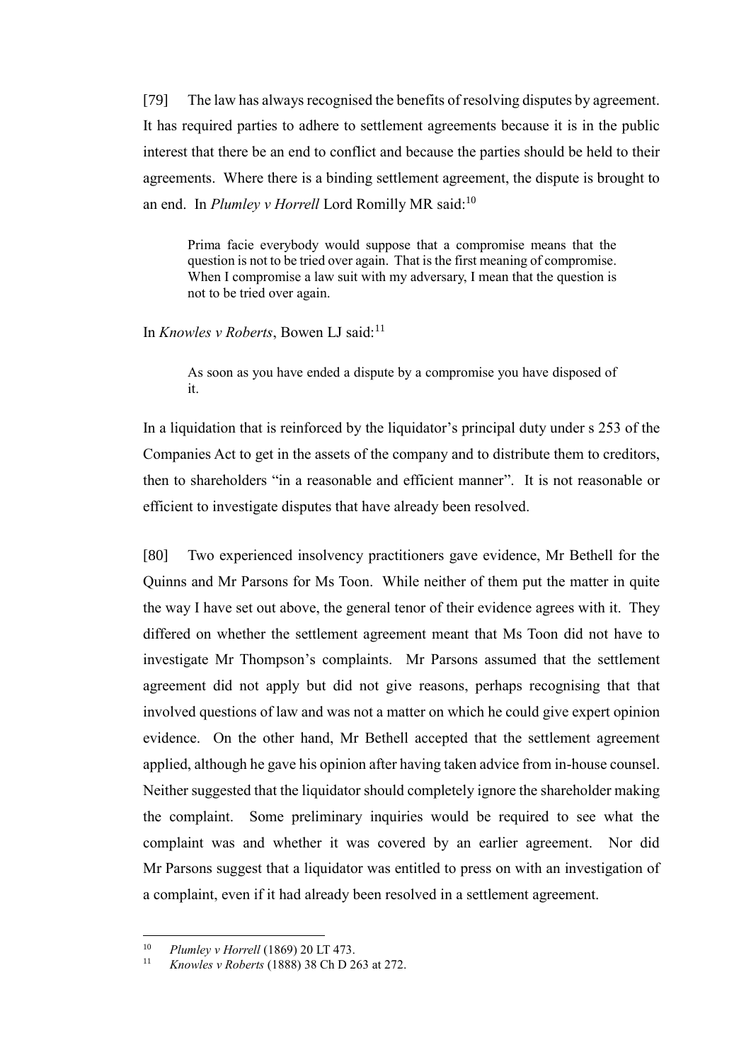[79] The law has always recognised the benefits of resolving disputes by agreement. It has required parties to adhere to settlement agreements because it is in the public interest that there be an end to conflict and because the parties should be held to their agreements. Where there is a binding settlement agreement, the dispute is brought to an end. In *Plumley v Horrell* Lord Romilly MR said:[10]

> Prima facie everybody would suppose that a compromise means that the question is not to be tried over again. That is the first meaning of compromise. When I compromise a law suit with my adversary, I mean that the question is not to be tried over again.

In *Knowles v Roberts*, Bowen LJ said:[11]

> As soon as you have ended a dispute by a compromise you have disposed of it.

In a liquidation that is reinforced by the liquidator's principal duty under s 253 of the Companies Act to get in the assets of the company and to distribute them to creditors, then to shareholders "in a reasonable and efficient manner". It is not reasonable or efficient to investigate disputes that have already been resolved.

[80] Two experienced insolvency practitioners gave evidence, Mr Bethell for the Quinns and Mr Parsons for Ms Toon. While neither of them put the matter in quite the way I have set out above, the general tenor of their evidence agrees with it. They differed on whether the settlement agreement meant that Ms Toon did not have to investigate Mr Thompson's complaints. Mr Parsons assumed that the settlement agreement did not apply but did not give reasons, perhaps recognising that that involved questions of law and was not a matter on which he could give expert opinion evidence. On the other hand, Mr Bethell accepted that the settlement agreement applied, although he gave his opinion after having taken advice from in-house counsel. Neither suggested that the liquidator should completely ignore the shareholder making the complaint. Some preliminary inquiries would be required to see what the complaint was and whether it was covered by an earlier agreement. Nor did Mr Parsons suggest that a liquidator was entitled to press on with an investigation of a complaint, even if it had already been resolved in a settlement agreement.

---

[10] *Plumley v Horrell* (1869) 20 LT 473.

[11] *Knowles v Roberts* (1888) 38 Ch D 263 at 272.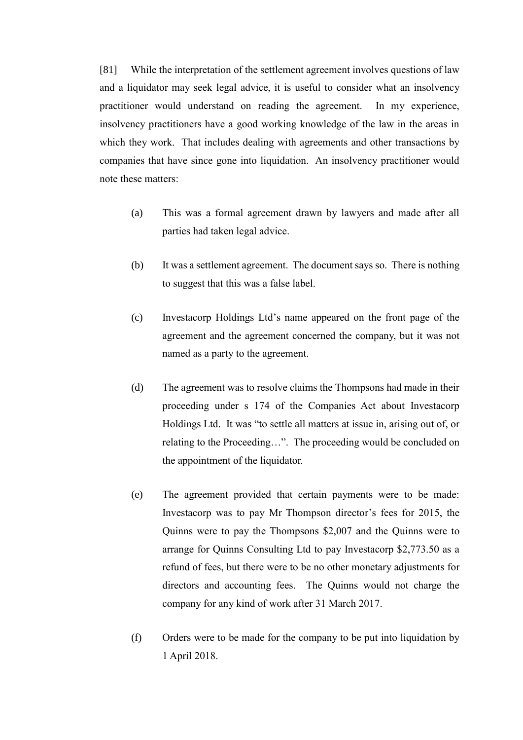[81] While the interpretation of the settlement agreement involves questions of law and a liquidator may seek legal advice, it is useful to consider what an insolvency practitioner would understand on reading the agreement. In my experience, insolvency practitioners have a good working knowledge of the law in the areas in which they work. That includes dealing with agreements and other transactions by companies that have since gone into liquidation. An insolvency practitioner would note these matters:

(a) This was a formal agreement drawn by lawyers and made after all parties had taken legal advice.

(b) It was a settlement agreement. The document says so. There is nothing to suggest that this was a false label.

(c) Investacorp Holdings Ltd's name appeared on the front page of the agreement and the agreement concerned the company, but it was not named as a party to the agreement.

(d) The agreement was to resolve claims the Thompsons had made in their proceeding under s 174 of the Companies Act about Investacorp Holdings Ltd. It was "to settle all matters at issue in, arising out of, or relating to the Proceeding…". The proceeding would be concluded on the appointment of the liquidator.

(e) The agreement provided that certain payments were to be made: Investacorp was to pay Mr Thompson director's fees for 2015, the Quinns were to pay the Thompsons $2,007 and the Quinns were to arrange for Quinns Consulting Ltd to pay Investacorp $2,773.50 as a refund of fees, but there were to be no other monetary adjustments for directors and accounting fees. The Quinns would not charge the company for any kind of work after 31 March 2017.

(f) Orders were to be made for the company to be put into liquidation by 1 April 2018.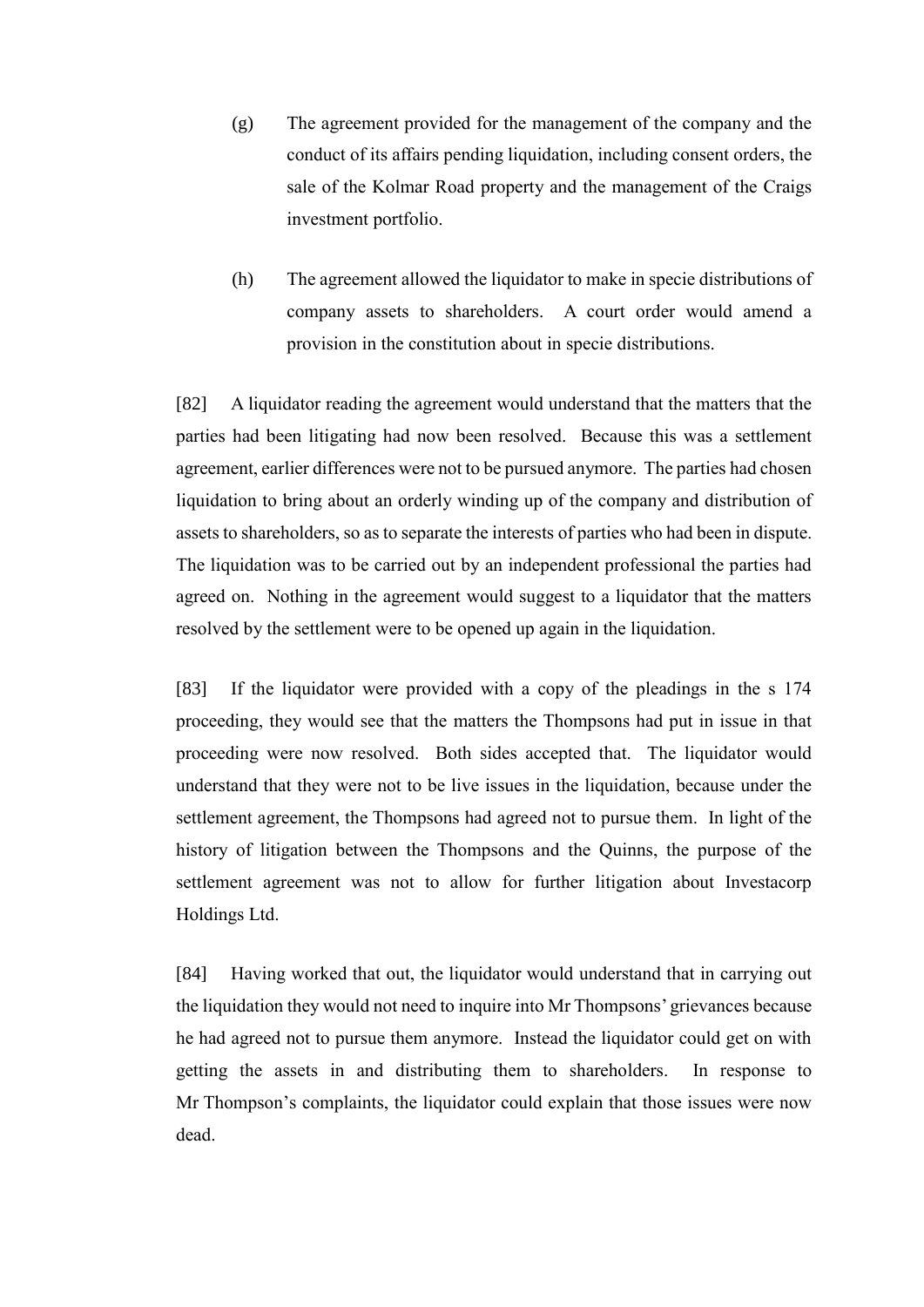(g) The agreement provided for the management of the company and the conduct of its affairs pending liquidation, including consent orders, the sale of the Kolmar Road property and the management of the Craigs investment portfolio.

(h) The agreement allowed the liquidator to make in specie distributions of company assets to shareholders. A court order would amend a provision in the constitution about in specie distributions.

[82] A liquidator reading the agreement would understand that the matters that the parties had been litigating had now been resolved. Because this was a settlement agreement, earlier differences were not to be pursued anymore. The parties had chosen liquidation to bring about an orderly winding up of the company and distribution of assets to shareholders, so as to separate the interests of parties who had been in dispute. The liquidation was to be carried out by an independent professional the parties had agreed on. Nothing in the agreement would suggest to a liquidator that the matters resolved by the settlement were to be opened up again in the liquidation.

[83] If the liquidator were provided with a copy of the pleadings in the s 174 proceeding, they would see that the matters the Thompsons had put in issue in that proceeding were now resolved. Both sides accepted that. The liquidator would understand that they were not to be live issues in the liquidation, because under the settlement agreement, the Thompsons had agreed not to pursue them. In light of the history of litigation between the Thompsons and the Quinns, the purpose of the settlement agreement was not to allow for further litigation about Investacorp Holdings Ltd.

[84] Having worked that out, the liquidator would understand that in carrying out the liquidation they would not need to inquire into Mr Thompsons' grievances because he had agreed not to pursue them anymore. Instead the liquidator could get on with getting the assets in and distributing them to shareholders. In response to Mr Thompson's complaints, the liquidator could explain that those issues were now dead.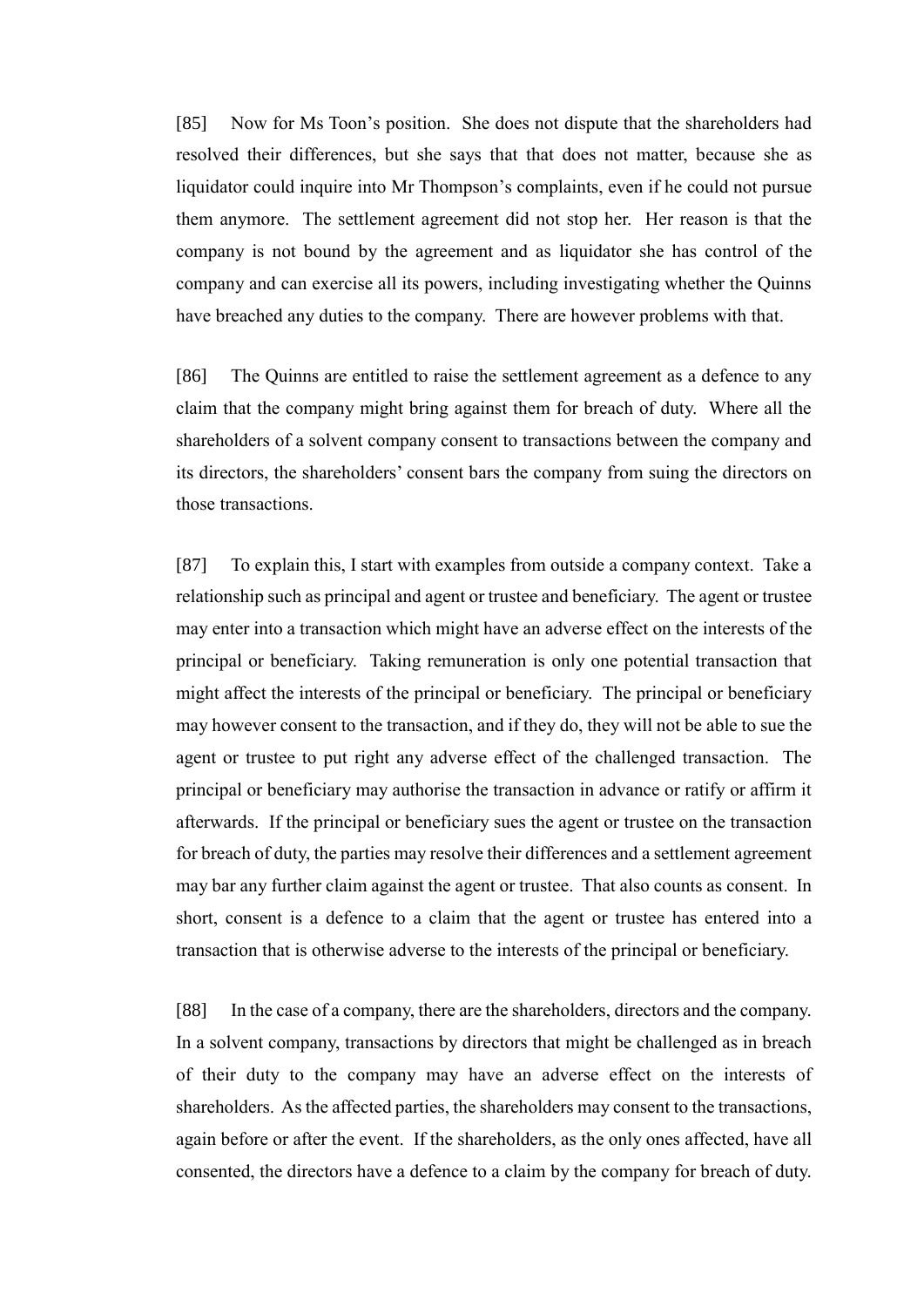[85] Now for Ms Toon's position. She does not dispute that the shareholders had resolved their differences, but she says that that does not matter, because she as liquidator could inquire into Mr Thompson's complaints, even if he could not pursue them anymore. The settlement agreement did not stop her. Her reason is that the company is not bound by the agreement and as liquidator she has control of the company and can exercise all its powers, including investigating whether the Quinns have breached any duties to the company. There are however problems with that.

[86] The Quinns are entitled to raise the settlement agreement as a defence to any claim that the company might bring against them for breach of duty. Where all the shareholders of a solvent company consent to transactions between the company and its directors, the shareholders' consent bars the company from suing the directors on those transactions.

[87] To explain this, I start with examples from outside a company context. Take a relationship such as principal and agent or trustee and beneficiary. The agent or trustee may enter into a transaction which might have an adverse effect on the interests of the principal or beneficiary. Taking remuneration is only one potential transaction that might affect the interests of the principal or beneficiary. The principal or beneficiary may however consent to the transaction, and if they do, they will not be able to sue the agent or trustee to put right any adverse effect of the challenged transaction. The principal or beneficiary may authorise the transaction in advance or ratify or affirm it afterwards. If the principal or beneficiary sues the agent or trustee on the transaction for breach of duty, the parties may resolve their differences and a settlement agreement may bar any further claim against the agent or trustee. That also counts as consent. In short, consent is a defence to a claim that the agent or trustee has entered into a transaction that is otherwise adverse to the interests of the principal or beneficiary.

[88] In the case of a company, there are the shareholders, directors and the company. In a solvent company, transactions by directors that might be challenged as in breach of their duty to the company may have an adverse effect on the interests of shareholders. As the affected parties, the shareholders may consent to the transactions, again before or after the event. If the shareholders, as the only ones affected, have all consented, the directors have a defence to a claim by the company for breach of duty.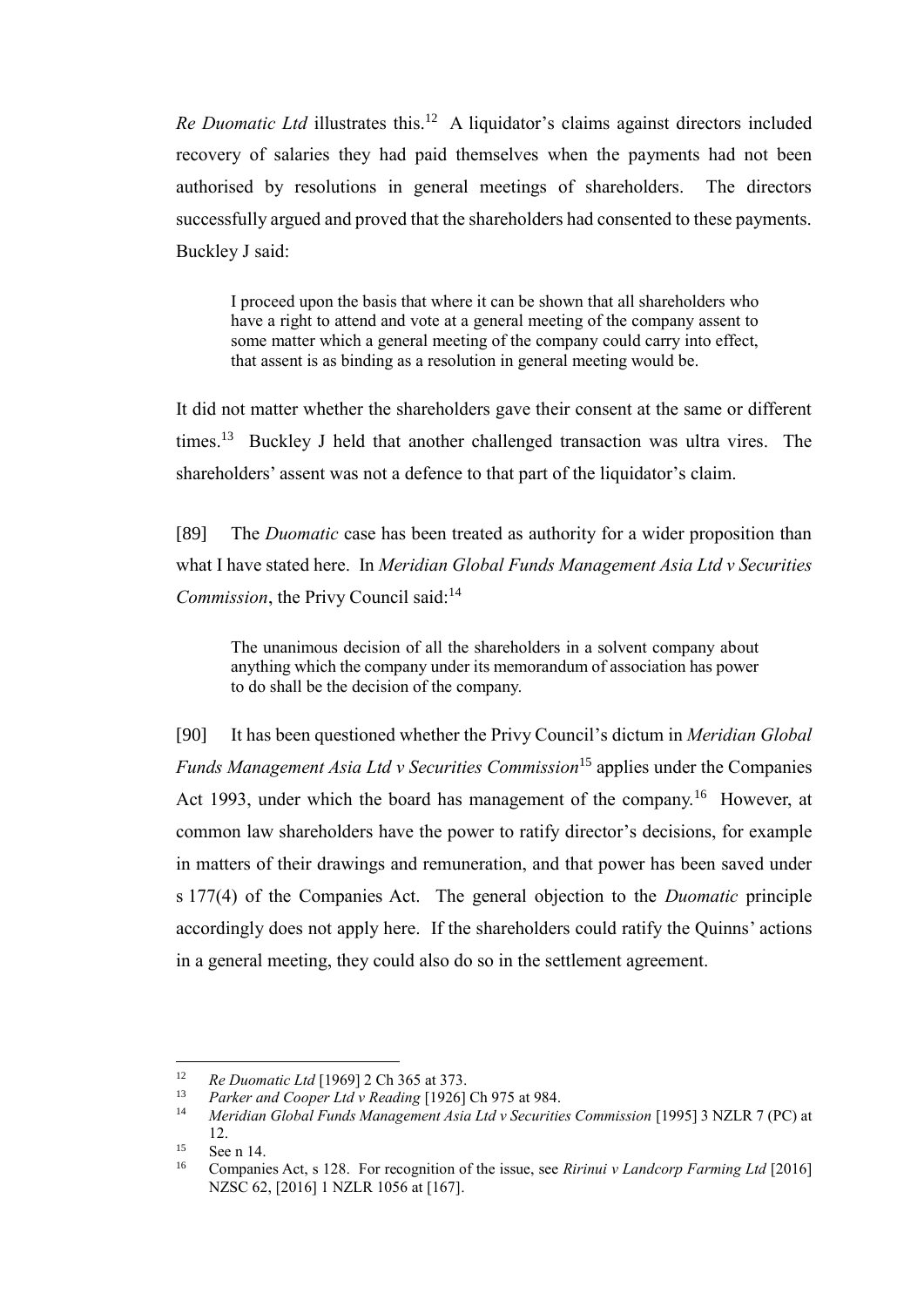*Re Duomatic Ltd* illustrates this.[12] A liquidator's claims against directors included recovery of salaries they had paid themselves when the payments had not been authorised by resolutions in general meetings of shareholders. The directors successfully argued and proved that the shareholders had consented to these payments. Buckley J said:

> I proceed upon the basis that where it can be shown that all shareholders who have a right to attend and vote at a general meeting of the company assent to some matter which a general meeting of the company could carry into effect, that assent is as binding as a resolution in general meeting would be.

It did not matter whether the shareholders gave their consent at the same or different times.[13] Buckley J held that another challenged transaction was ultra vires. The shareholders' assent was not a defence to that part of the liquidator's claim.

[89] The *Duomatic* case has been treated as authority for a wider proposition than what I have stated here. In *Meridian Global Funds Management Asia Ltd v Securities Commission*, the Privy Council said:[14]

> The unanimous decision of all the shareholders in a solvent company about anything which the company under its memorandum of association has power to do shall be the decision of the company.

[90] It has been questioned whether the Privy Council's dictum in *Meridian Global Funds Management Asia Ltd v Securities Commission*[15] applies under the Companies Act 1993, under which the board has management of the company.[16] However, at common law shareholders have the power to ratify director's decisions, for example in matters of their drawings and remuneration, and that power has been saved under s 177(4) of the Companies Act. The general objection to the *Duomatic* principle accordingly does not apply here. If the shareholders could ratify the Quinns' actions in a general meeting, they could also do so in the settlement agreement.

---

[12] *Re Duomatic Ltd* [1969] 2 Ch 365 at 373.

[13] *Parker and Cooper Ltd v Reading* [1926] Ch 975 at 984.

[14] *Meridian Global Funds Management Asia Ltd v Securities Commission* [1995] 3 NZLR 7 (PC) at 12.

[15] See n 14.

[16] Companies Act, s 128. For recognition of the issue, see *Ririnui v Landcorp Farming Ltd* [2016] NZSC 62, [2016] 1 NZLR 1056 at [167].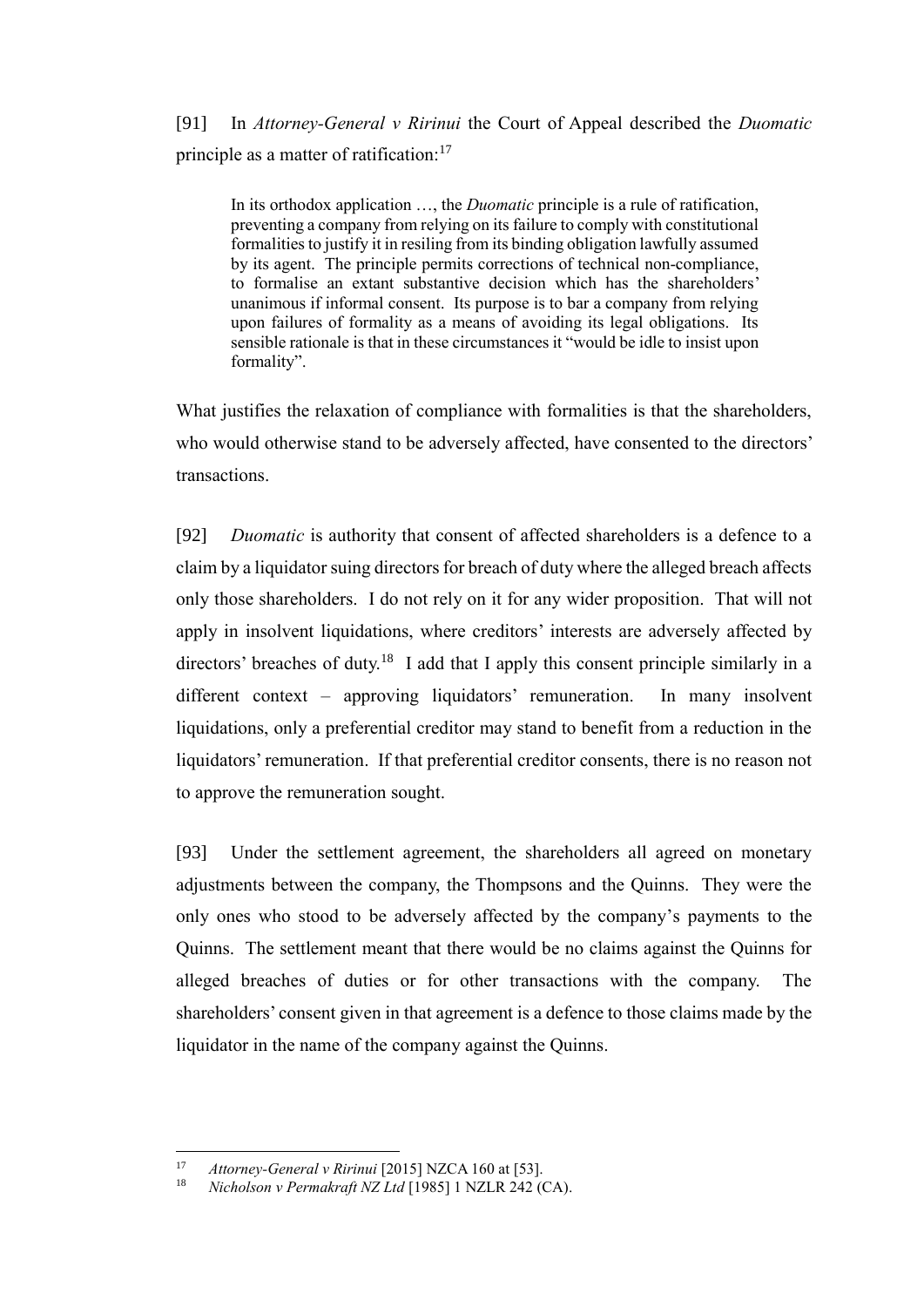[91] In *Attorney-General v Ririnui* the Court of Appeal described the *Duomatic* principle as a matter of ratification:[17]

> In its orthodox application …, the *Duomatic* principle is a rule of ratification, preventing a company from relying on its failure to comply with constitutional formalities to justify it in resiling from its binding obligation lawfully assumed by its agent. The principle permits corrections of technical non-compliance, to formalise an extant substantive decision which has the shareholders' unanimous if informal consent. Its purpose is to bar a company from relying upon failures of formality as a means of avoiding its legal obligations. Its sensible rationale is that in these circumstances it "would be idle to insist upon formality".

What justifies the relaxation of compliance with formalities is that the shareholders, who would otherwise stand to be adversely affected, have consented to the directors' transactions.

[92] *Duomatic* is authority that consent of affected shareholders is a defence to a claim by a liquidator suing directors for breach of duty where the alleged breach affects only those shareholders. I do not rely on it for any wider proposition. That will not apply in insolvent liquidations, where creditors' interests are adversely affected by directors' breaches of duty.[18] I add that I apply this consent principle similarly in a different context – approving liquidators' remuneration. In many insolvent liquidations, only a preferential creditor may stand to benefit from a reduction in the liquidators' remuneration. If that preferential creditor consents, there is no reason not to approve the remuneration sought.

[93] Under the settlement agreement, the shareholders all agreed on monetary adjustments between the company, the Thompsons and the Quinns. They were the only ones who stood to be adversely affected by the company's payments to the Quinns. The settlement meant that there would be no claims against the Quinns for alleged breaches of duties or for other transactions with the company. The shareholders' consent given in that agreement is a defence to those claims made by the liquidator in the name of the company against the Quinns.

---

[17] *Attorney-General v Ririnui* [2015] NZCA 160 at [53].

[18] *Nicholson v Permakraft NZ Ltd* [1985] 1 NZLR 242 (CA).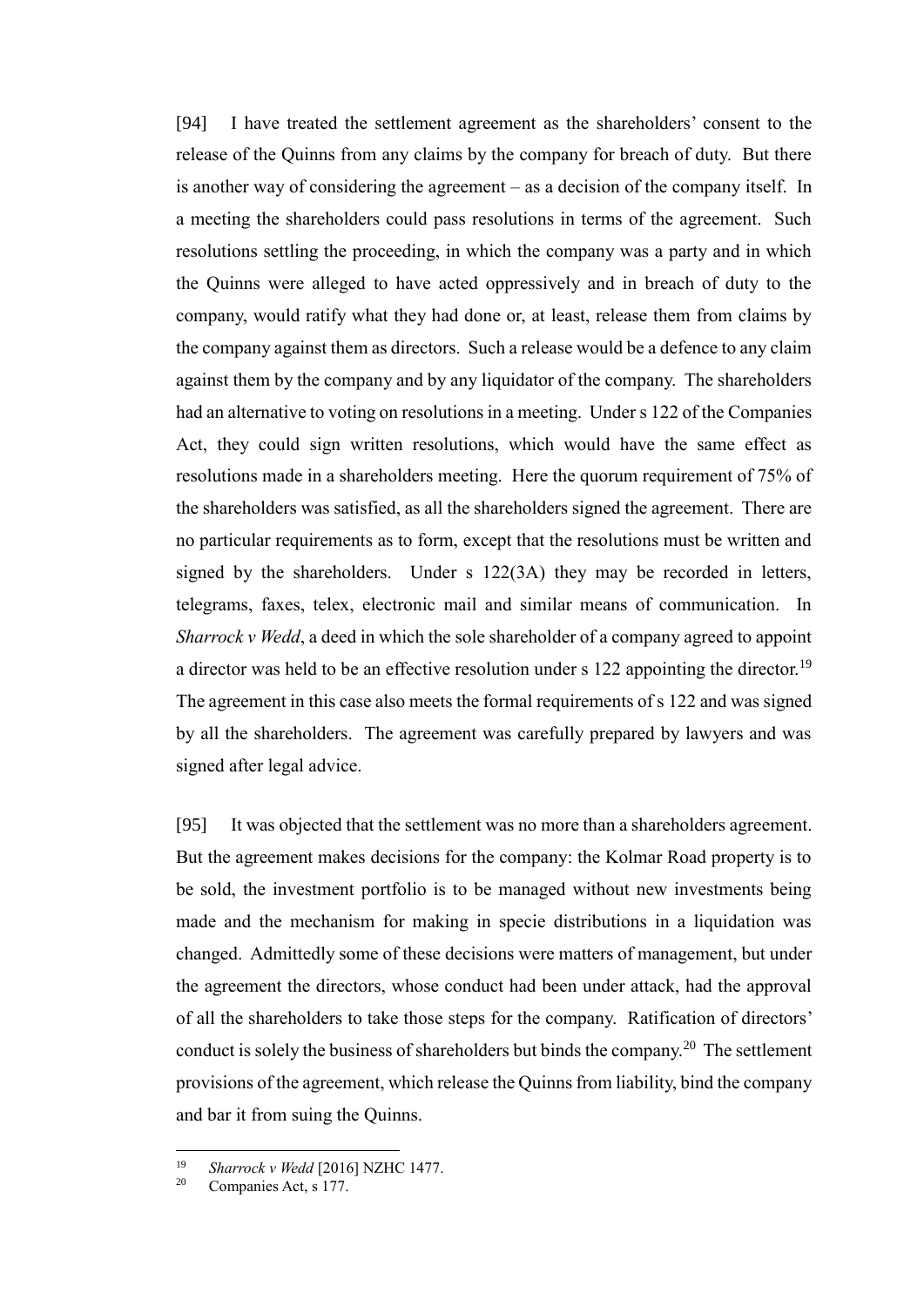[94] I have treated the settlement agreement as the shareholders' consent to the release of the Quinns from any claims by the company for breach of duty. But there is another way of considering the agreement – as a decision of the company itself. In a meeting the shareholders could pass resolutions in terms of the agreement. Such resolutions settling the proceeding, in which the company was a party and in which the Quinns were alleged to have acted oppressively and in breach of duty to the company, would ratify what they had done or, at least, release them from claims by the company against them as directors. Such a release would be a defence to any claim against them by the company and by any liquidator of the company. The shareholders had an alternative to voting on resolutions in a meeting. Under s 122 of the Companies Act, they could sign written resolutions, which would have the same effect as resolutions made in a shareholders meeting. Here the quorum requirement of 75% of the shareholders was satisfied, as all the shareholders signed the agreement. There are no particular requirements as to form, except that the resolutions must be written and signed by the shareholders. Under s 122(3A) they may be recorded in letters, telegrams, faxes, telex, electronic mail and similar means of communication. In *Sharrock v Wedd*, a deed in which the sole shareholder of a company agreed to appoint a director was held to be an effective resolution under s 122 appointing the director.[19] The agreement in this case also meets the formal requirements of s 122 and was signed by all the shareholders. The agreement was carefully prepared by lawyers and was signed after legal advice.

[95] It was objected that the settlement was no more than a shareholders agreement. But the agreement makes decisions for the company: the Kolmar Road property is to be sold, the investment portfolio is to be managed without new investments being made and the mechanism for making in specie distributions in a liquidation was changed. Admittedly some of these decisions were matters of management, but under the agreement the directors, whose conduct had been under attack, had the approval of all the shareholders to take those steps for the company. Ratification of directors' conduct is solely the business of shareholders but binds the company.[20] The settlement provisions of the agreement, which release the Quinns from liability, bind the company and bar it from suing the Quinns.

---

[19] *Sharrock v Wedd* [2016] NZHC 1477.

[20] Companies Act, s 177.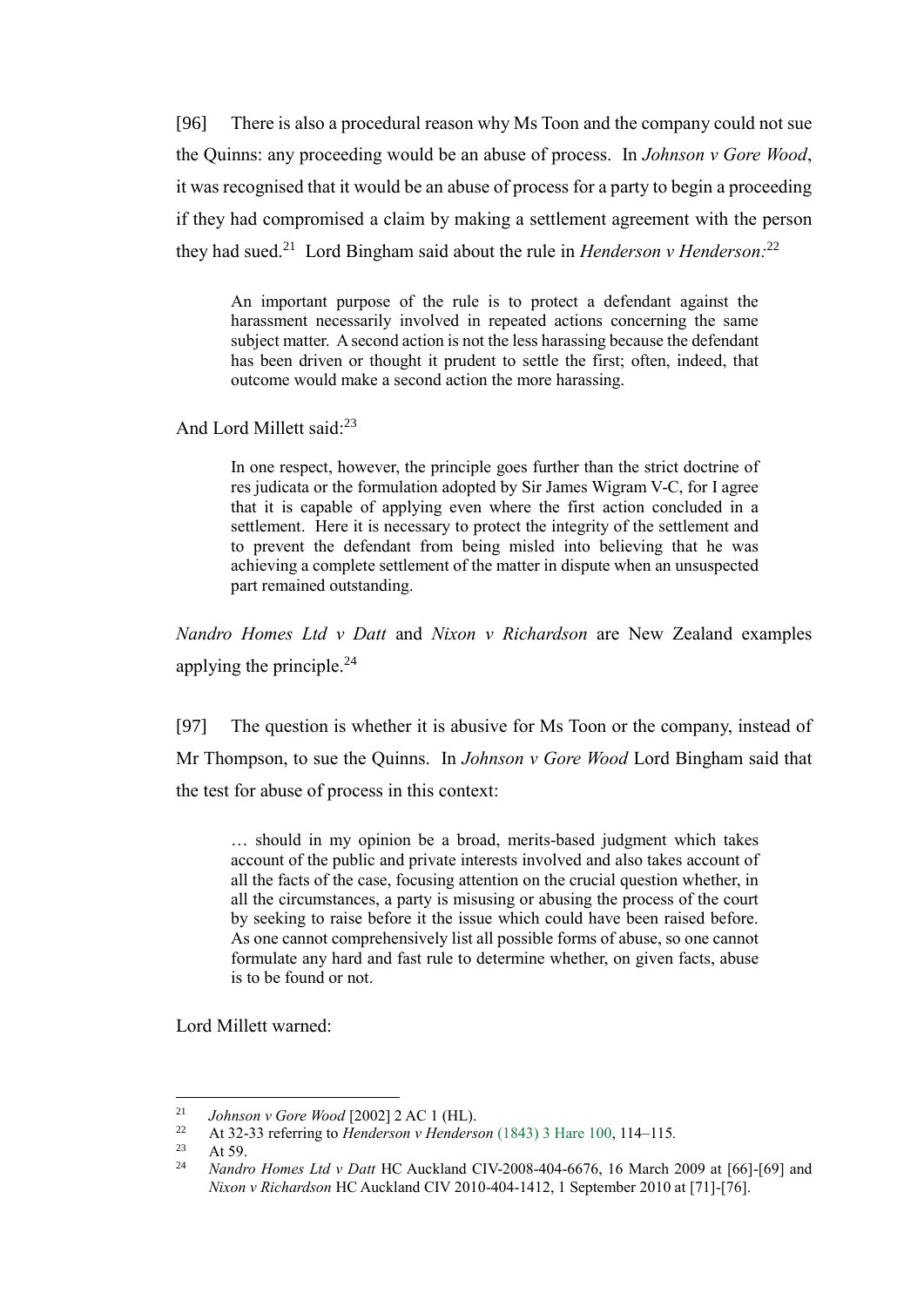[96] There is also a procedural reason why Ms Toon and the company could not sue the Quinns: any proceeding would be an abuse of process. In *Johnson v Gore Wood*, it was recognised that it would be an abuse of process for a party to begin a proceeding if they had compromised a claim by making a settlement agreement with the person they had sued.[21] Lord Bingham said about the rule in *Henderson v Henderson*:[22]

> An important purpose of the rule is to protect a defendant against the harassment necessarily involved in repeated actions concerning the same subject matter. A second action is not the less harassing because the defendant has been driven or thought it prudent to settle the first; often, indeed, that outcome would make a second action the more harassing.

And Lord Millett said:[23]

> In one respect, however, the principle goes further than the strict doctrine of res judicata or the formulation adopted by Sir James Wigram V-C, for I agree that it is capable of applying even where the first action concluded in a settlement. Here it is necessary to protect the integrity of the settlement and to prevent the defendant from being misled into believing that he was achieving a complete settlement of the matter in dispute when an unsuspected part remained outstanding.

*Nandro Homes Ltd v Datt* and *Nixon v Richardson* are New Zealand examples applying the principle.[24]

[97] The question is whether it is abusive for Ms Toon or the company, instead of Mr Thompson, to sue the Quinns. In *Johnson v Gore Wood* Lord Bingham said that the test for abuse of process in this context:

> … should in my opinion be a broad, merits-based judgment which takes account of the public and private interests involved and also takes account of all the facts of the case, focusing attention on the crucial question whether, in all the circumstances, a party is misusing or abusing the process of the court by seeking to raise before it the issue which could have been raised before. As one cannot comprehensively list all possible forms of abuse, so one cannot formulate any hard and fast rule to determine whether, on given facts, abuse is to be found or not.

Lord Millett warned:

---

[21] *Johnson v Gore Wood* [2002] 2 AC 1 (HL).

[22] At 32-33 referring to *Henderson v Henderson* (1843) 3 Hare 100, 114–115.

[23] At 59.

[24] *Nandro Homes Ltd v Datt* HC Auckland CIV-2008-404-6676, 16 March 2009 at [66]-[69] and *Nixon v Richardson* HC Auckland CIV 2010-404-1412, 1 September 2010 at [71]-[76].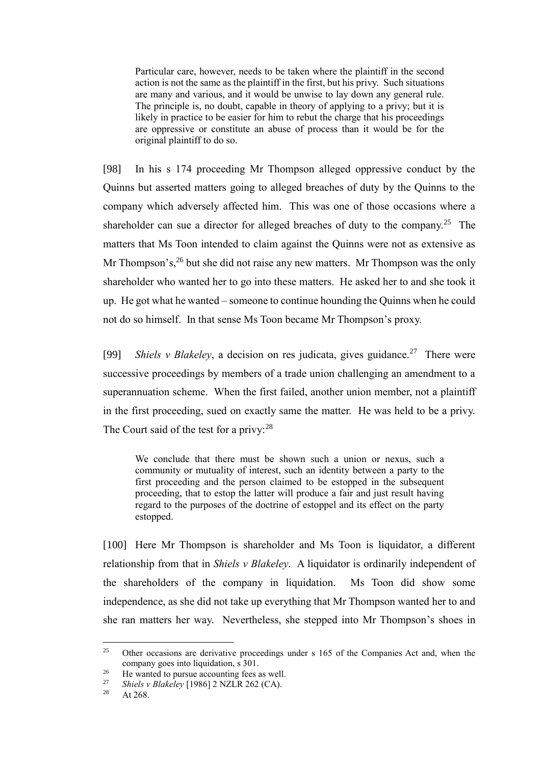> Particular care, however, needs to be taken where the plaintiff in the second action is not the same as the plaintiff in the first, but his privy. Such situations are many and various, and it would be unwise to lay down any general rule. The principle is, no doubt, capable in theory of applying to a privy; but it is likely in practice to be easier for him to rebut the charge that his proceedings are oppressive or constitute an abuse of process than it would be for the original plaintiff to do so.

[98] In his s 174 proceeding Mr Thompson alleged oppressive conduct by the Quinns but asserted matters going to alleged breaches of duty by the Quinns to the company which adversely affected him. This was one of those occasions where a shareholder can sue a director for alleged breaches of duty to the company.[25] The matters that Ms Toon intended to claim against the Quinns were not as extensive as Mr Thompson's,[26] but she did not raise any new matters. Mr Thompson was the only shareholder who wanted her to go into these matters. He asked her to and she took it up. He got what he wanted – someone to continue hounding the Quinns when he could not do so himself. In that sense Ms Toon became Mr Thompson's proxy.

[99] *Shiels v Blakeley*, a decision on res judicata, gives guidance.[27] There were successive proceedings by members of a trade union challenging an amendment to a superannuation scheme. When the first failed, another union member, not a plaintiff in the first proceeding, sued on exactly same the matter. He was held to be a privy. The Court said of the test for a privy:[28]

> We conclude that there must be shown such a union or nexus, such a community or mutuality of interest, such an identity between a party to the first proceeding and the person claimed to be estopped in the subsequent proceeding, that to estop the latter will produce a fair and just result having regard to the purposes of the doctrine of estoppel and its effect on the party estopped.

[100] Here Mr Thompson is shareholder and Ms Toon is liquidator, a different relationship from that in *Shiels v Blakeley*. A liquidator is ordinarily independent of the shareholders of the company in liquidation. Ms Toon did show some independence, as she did not take up everything that Mr Thompson wanted her to and she ran matters her way. Nevertheless, she stepped into Mr Thompson's shoes in

---

[25] Other occasions are derivative proceedings under s 165 of the Companies Act and, when the company goes into liquidation, s 301.

[26] He wanted to pursue accounting fees as well.

[27] *Shiels v Blakeley* [1986] 2 NZLR 262 (CA).

[28] At 268.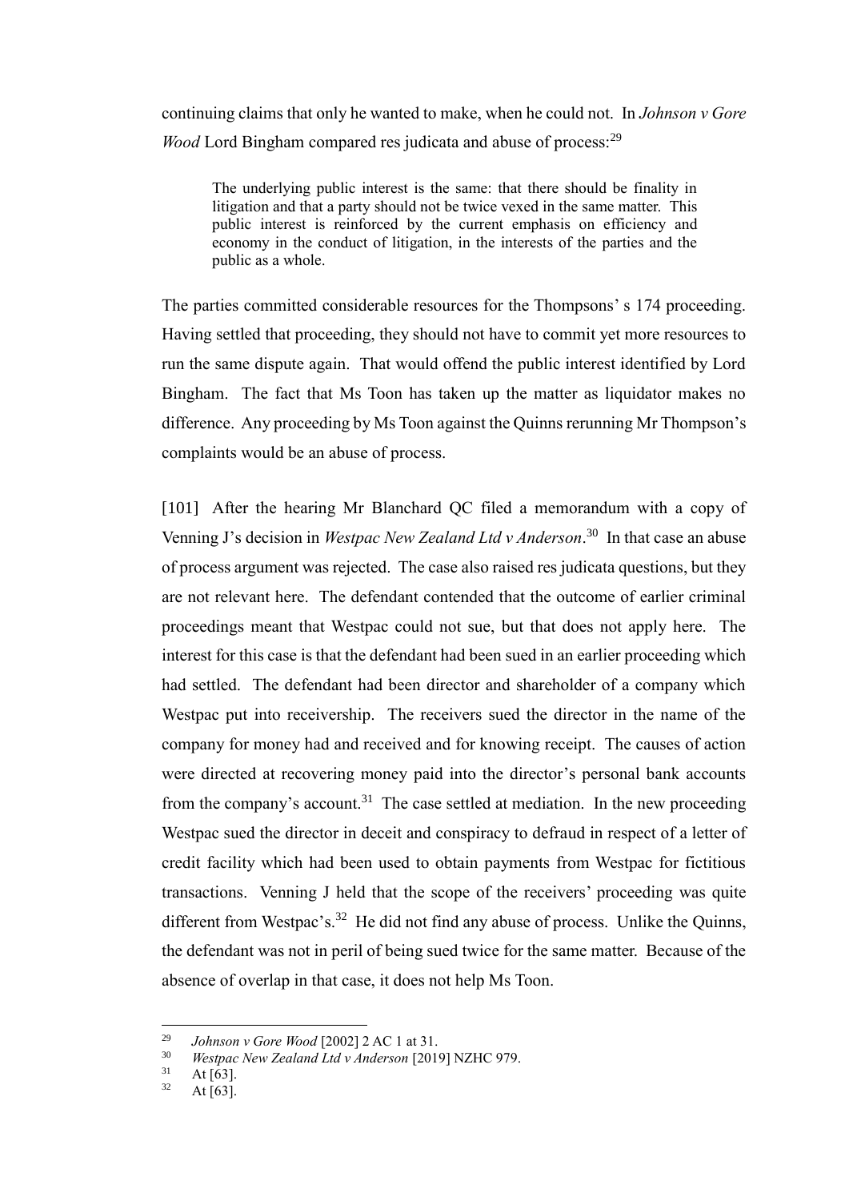continuing claims that only he wanted to make, when he could not. In *Johnson v Gore Wood* Lord Bingham compared res judicata and abuse of process:[29]

> The underlying public interest is the same: that there should be finality in litigation and that a party should not be twice vexed in the same matter. This public interest is reinforced by the current emphasis on efficiency and economy in the conduct of litigation, in the interests of the parties and the public as a whole.

The parties committed considerable resources for the Thompsons' s 174 proceeding. Having settled that proceeding, they should not have to commit yet more resources to run the same dispute again. That would offend the public interest identified by Lord Bingham. The fact that Ms Toon has taken up the matter as liquidator makes no difference. Any proceeding by Ms Toon against the Quinns rerunning Mr Thompson's complaints would be an abuse of process.

[101] After the hearing Mr Blanchard QC filed a memorandum with a copy of Venning J's decision in *Westpac New Zealand Ltd v Anderson*.[30] In that case an abuse of process argument was rejected. The case also raised res judicata questions, but they are not relevant here. The defendant contended that the outcome of earlier criminal proceedings meant that Westpac could not sue, but that does not apply here. The interest for this case is that the defendant had been sued in an earlier proceeding which had settled. The defendant had been director and shareholder of a company which Westpac put into receivership. The receivers sued the director in the name of the company for money had and received and for knowing receipt. The causes of action were directed at recovering money paid into the director's personal bank accounts from the company's account.[31] The case settled at mediation. In the new proceeding Westpac sued the director in deceit and conspiracy to defraud in respect of a letter of credit facility which had been used to obtain payments from Westpac for fictitious transactions. Venning J held that the scope of the receivers' proceeding was quite different from Westpac's.[32] He did not find any abuse of process. Unlike the Quinns, the defendant was not in peril of being sued twice for the same matter. Because of the absence of overlap in that case, it does not help Ms Toon.

---

[29] *Johnson v Gore Wood* [2002] 2 AC 1 at 31.

[30] *Westpac New Zealand Ltd v Anderson* [2019] NZHC 979.

[31] At [63].

[32] At [63].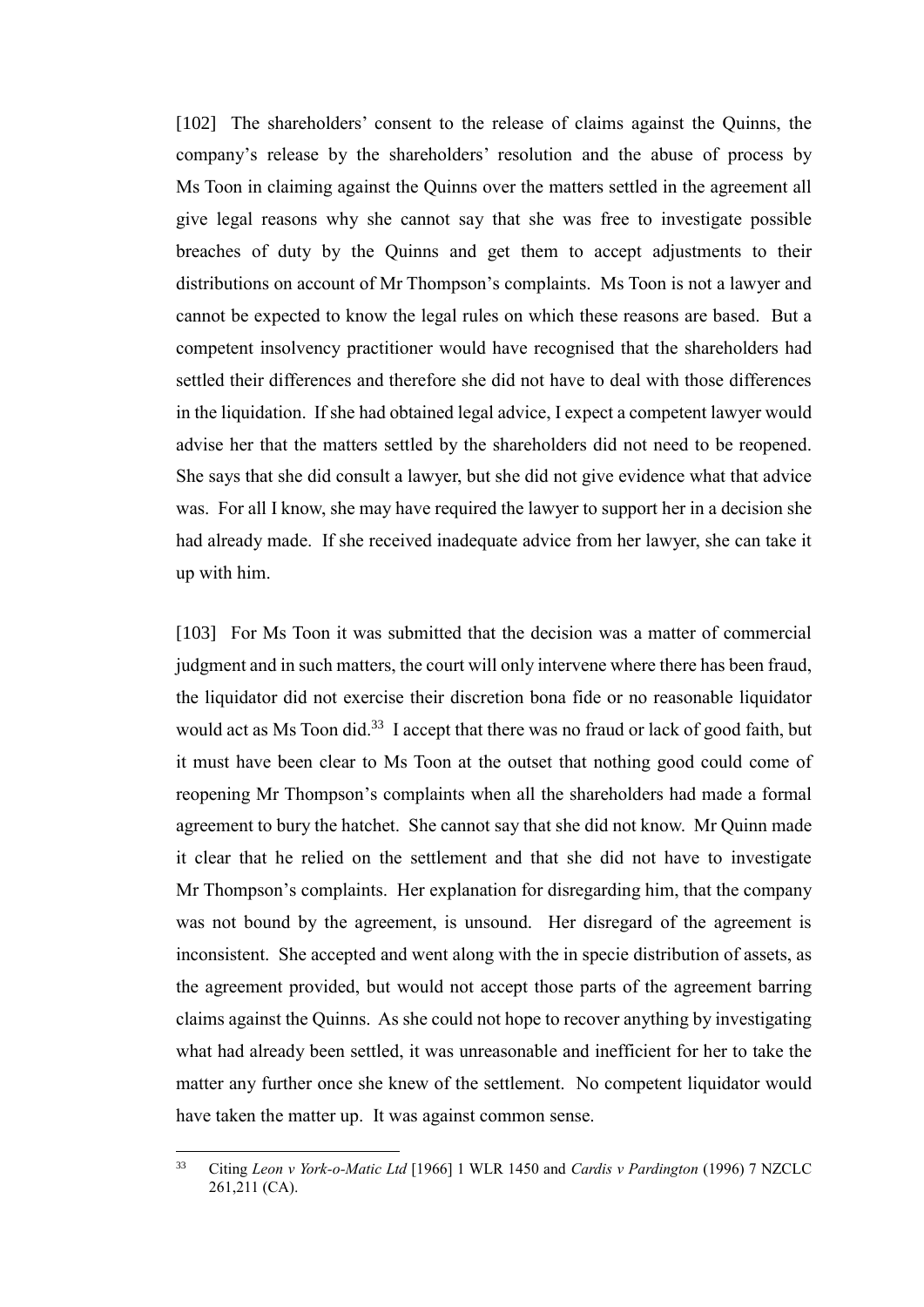[102] The shareholders' consent to the release of claims against the Quinns, the company's release by the shareholders' resolution and the abuse of process by Ms Toon in claiming against the Quinns over the matters settled in the agreement all give legal reasons why she cannot say that she was free to investigate possible breaches of duty by the Quinns and get them to accept adjustments to their distributions on account of Mr Thompson's complaints. Ms Toon is not a lawyer and cannot be expected to know the legal rules on which these reasons are based. But a competent insolvency practitioner would have recognised that the shareholders had settled their differences and therefore she did not have to deal with those differences in the liquidation. If she had obtained legal advice, I expect a competent lawyer would advise her that the matters settled by the shareholders did not need to be reopened. She says that she did consult a lawyer, but she did not give evidence what that advice was. For all I know, she may have required the lawyer to support her in a decision she had already made. If she received inadequate advice from her lawyer, she can take it up with him.

[103] For Ms Toon it was submitted that the decision was a matter of commercial judgment and in such matters, the court will only intervene where there has been fraud, the liquidator did not exercise their discretion bona fide or no reasonable liquidator would act as Ms Toon did.[33] I accept that there was no fraud or lack of good faith, but it must have been clear to Ms Toon at the outset that nothing good could come of reopening Mr Thompson's complaints when all the shareholders had made a formal agreement to bury the hatchet. She cannot say that she did not know. Mr Quinn made it clear that he relied on the settlement and that she did not have to investigate Mr Thompson's complaints. Her explanation for disregarding him, that the company was not bound by the agreement, is unsound. Her disregard of the agreement is inconsistent. She accepted and went along with the in specie distribution of assets, as the agreement provided, but would not accept those parts of the agreement barring claims against the Quinns. As she could not hope to recover anything by investigating what had already been settled, it was unreasonable and inefficient for her to take the matter any further once she knew of the settlement. No competent liquidator would have taken the matter up. It was against common sense.

---

[33] Citing *Leon v York-o-Matic Ltd* [1966] 1 WLR 1450 and *Cardis v Pardington* (1996) 7 NZCLC 261,211 (CA).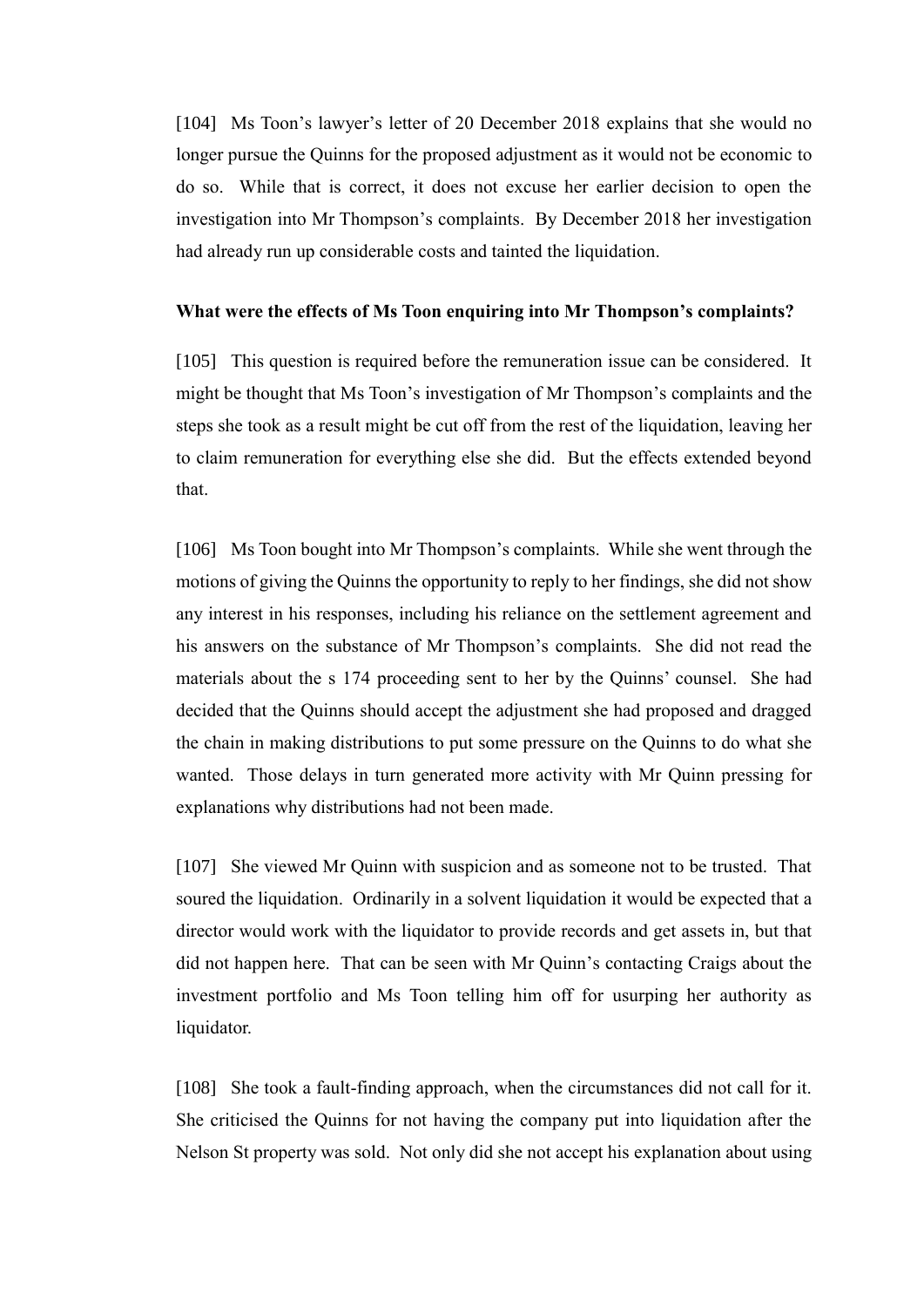[104] Ms Toon's lawyer's letter of 20 December 2018 explains that she would no longer pursue the Quinns for the proposed adjustment as it would not be economic to do so. While that is correct, it does not excuse her earlier decision to open the investigation into Mr Thompson's complaints. By December 2018 her investigation had already run up considerable costs and tainted the liquidation.

**What were the effects of Ms Toon enquiring into Mr Thompson's complaints?**

[105] This question is required before the remuneration issue can be considered. It might be thought that Ms Toon's investigation of Mr Thompson's complaints and the steps she took as a result might be cut off from the rest of the liquidation, leaving her to claim remuneration for everything else she did. But the effects extended beyond that.

[106] Ms Toon bought into Mr Thompson's complaints. While she went through the motions of giving the Quinns the opportunity to reply to her findings, she did not show any interest in his responses, including his reliance on the settlement agreement and his answers on the substance of Mr Thompson's complaints. She did not read the materials about the s 174 proceeding sent to her by the Quinns' counsel. She had decided that the Quinns should accept the adjustment she had proposed and dragged the chain in making distributions to put some pressure on the Quinns to do what she wanted. Those delays in turn generated more activity with Mr Quinn pressing for explanations why distributions had not been made.

[107] She viewed Mr Quinn with suspicion and as someone not to be trusted. That soured the liquidation. Ordinarily in a solvent liquidation it would be expected that a director would work with the liquidator to provide records and get assets in, but that did not happen here. That can be seen with Mr Quinn's contacting Craigs about the investment portfolio and Ms Toon telling him off for usurping her authority as liquidator.

[108] She took a fault-finding approach, when the circumstances did not call for it. She criticised the Quinns for not having the company put into liquidation after the Nelson St property was sold. Not only did she not accept his explanation about using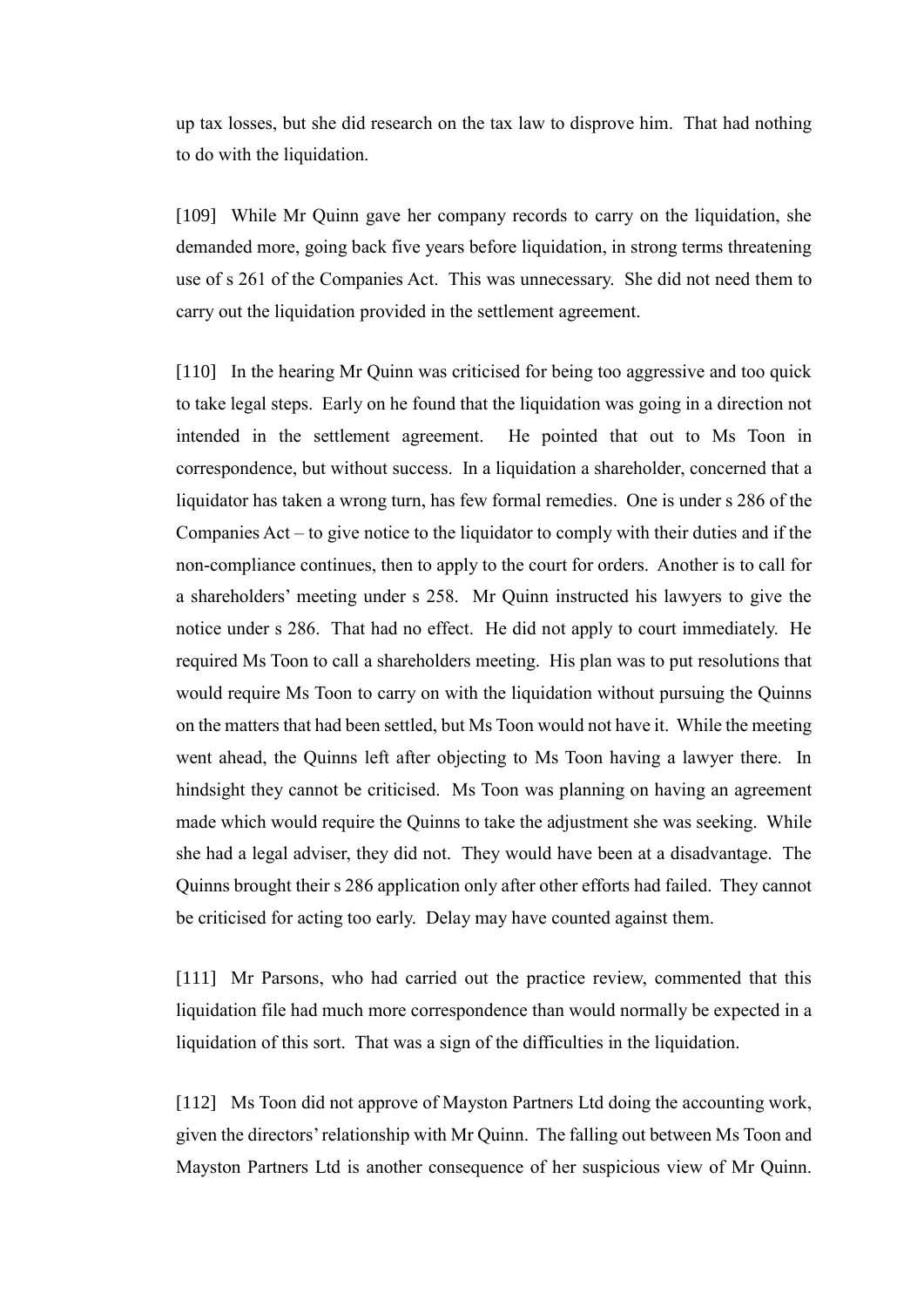up tax losses, but she did research on the tax law to disprove him. That had nothing to do with the liquidation.

[109] While Mr Quinn gave her company records to carry on the liquidation, she demanded more, going back five years before liquidation, in strong terms threatening use of s 261 of the Companies Act. This was unnecessary. She did not need them to carry out the liquidation provided in the settlement agreement.

[110] In the hearing Mr Quinn was criticised for being too aggressive and too quick to take legal steps. Early on he found that the liquidation was going in a direction not intended in the settlement agreement. He pointed that out to Ms Toon in correspondence, but without success. In a liquidation a shareholder, concerned that a liquidator has taken a wrong turn, has few formal remedies. One is under s 286 of the Companies Act – to give notice to the liquidator to comply with their duties and if the non-compliance continues, then to apply to the court for orders. Another is to call for a shareholders' meeting under s 258. Mr Quinn instructed his lawyers to give the notice under s 286. That had no effect. He did not apply to court immediately. He required Ms Toon to call a shareholders meeting. His plan was to put resolutions that would require Ms Toon to carry on with the liquidation without pursuing the Quinns on the matters that had been settled, but Ms Toon would not have it. While the meeting went ahead, the Quinns left after objecting to Ms Toon having a lawyer there. In hindsight they cannot be criticised. Ms Toon was planning on having an agreement made which would require the Quinns to take the adjustment she was seeking. While she had a legal adviser, they did not. They would have been at a disadvantage. The Quinns brought their s 286 application only after other efforts had failed. They cannot be criticised for acting too early. Delay may have counted against them.

[111] Mr Parsons, who had carried out the practice review, commented that this liquidation file had much more correspondence than would normally be expected in a liquidation of this sort. That was a sign of the difficulties in the liquidation.

[112] Ms Toon did not approve of Mayston Partners Ltd doing the accounting work, given the directors' relationship with Mr Quinn. The falling out between Ms Toon and Mayston Partners Ltd is another consequence of her suspicious view of Mr Quinn.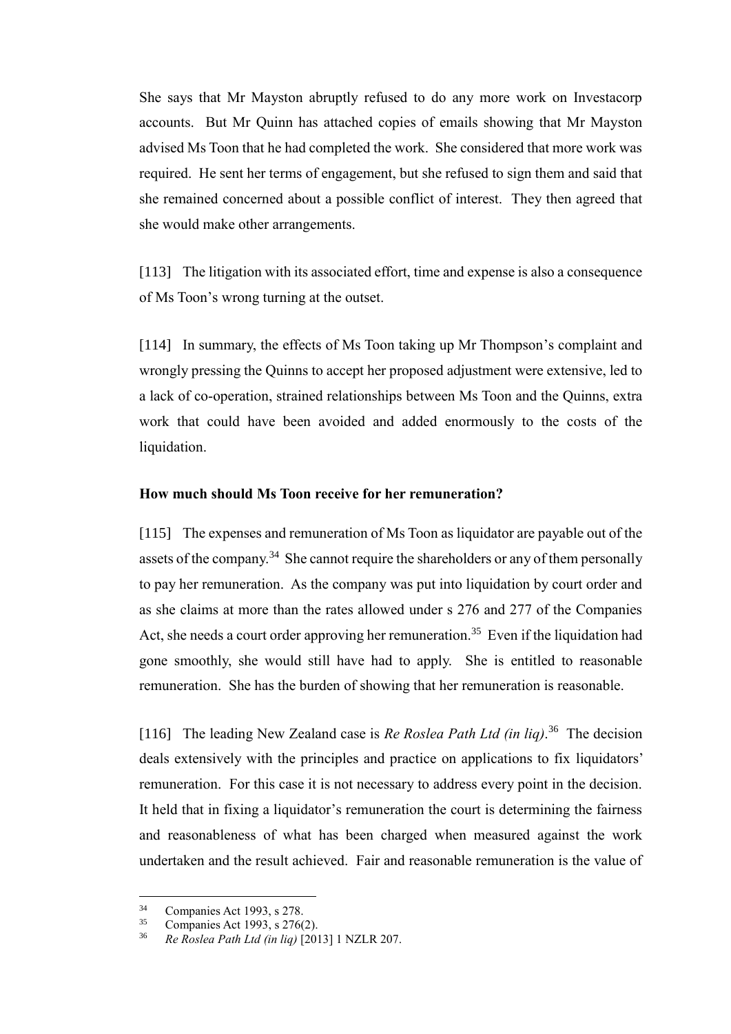She says that Mr Mayston abruptly refused to do any more work on Investacorp accounts. But Mr Quinn has attached copies of emails showing that Mr Mayston advised Ms Toon that he had completed the work. She considered that more work was required. He sent her terms of engagement, but she refused to sign them and said that she remained concerned about a possible conflict of interest. They then agreed that she would make other arrangements.

[113] The litigation with its associated effort, time and expense is also a consequence of Ms Toon's wrong turning at the outset.

[114] In summary, the effects of Ms Toon taking up Mr Thompson's complaint and wrongly pressing the Quinns to accept her proposed adjustment were extensive, led to a lack of co-operation, strained relationships between Ms Toon and the Quinns, extra work that could have been avoided and added enormously to the costs of the liquidation.

**How much should Ms Toon receive for her remuneration?**

[115] The expenses and remuneration of Ms Toon as liquidator are payable out of the assets of the company.[34] She cannot require the shareholders or any of them personally to pay her remuneration. As the company was put into liquidation by court order and as she claims at more than the rates allowed under s 276 and 277 of the Companies Act, she needs a court order approving her remuneration.[35] Even if the liquidation had gone smoothly, she would still have had to apply. She is entitled to reasonable remuneration. She has the burden of showing that her remuneration is reasonable.

[116] The leading New Zealand case is *Re Roslea Path Ltd (in liq)*.[36] The decision deals extensively with the principles and practice on applications to fix liquidators' remuneration. For this case it is not necessary to address every point in the decision. It held that in fixing a liquidator's remuneration the court is determining the fairness and reasonableness of what has been charged when measured against the work undertaken and the result achieved. Fair and reasonable remuneration is the value of

---

[34] Companies Act 1993, s 278.

[35] Companies Act 1993, s 276(2).

[36] *Re Roslea Path Ltd (in liq)* [2013] 1 NZLR 207.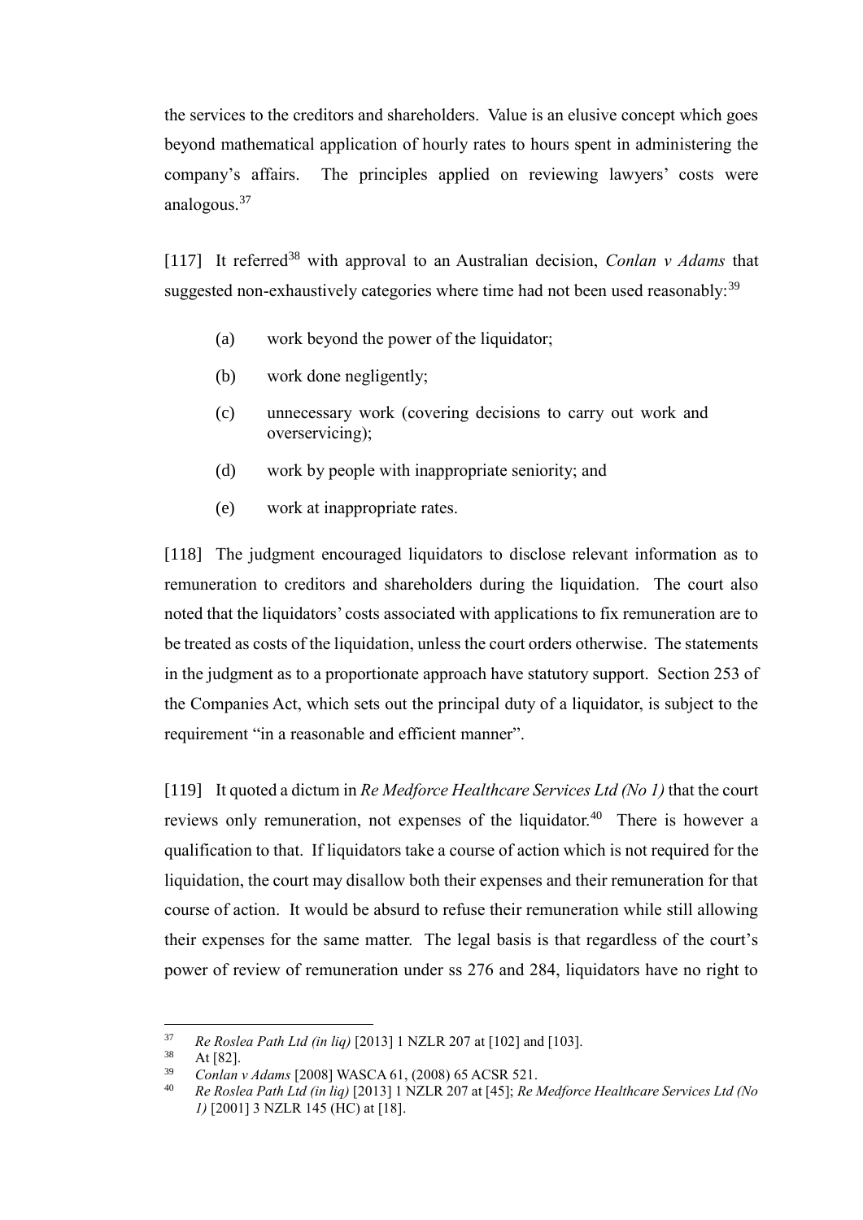the services to the creditors and shareholders. Value is an elusive concept which goes beyond mathematical application of hourly rates to hours spent in administering the company's affairs. The principles applied on reviewing lawyers' costs were analogous.[37]

[117] It referred[38] with approval to an Australian decision, *Conlan v Adams* that suggested non-exhaustively categories where time had not been used reasonably:[39]

(a) work beyond the power of the liquidator;

(b) work done negligently;

(c) unnecessary work (covering decisions to carry out work and overservicing);

(d) work by people with inappropriate seniority; and

(e) work at inappropriate rates.

[118] The judgment encouraged liquidators to disclose relevant information as to remuneration to creditors and shareholders during the liquidation. The court also noted that the liquidators' costs associated with applications to fix remuneration are to be treated as costs of the liquidation, unless the court orders otherwise. The statements in the judgment as to a proportionate approach have statutory support. Section 253 of the Companies Act, which sets out the principal duty of a liquidator, is subject to the requirement "in a reasonable and efficient manner".

[119] It quoted a dictum in *Re Medforce Healthcare Services Ltd (No 1)* that the court reviews only remuneration, not expenses of the liquidator.[40] There is however a qualification to that. If liquidators take a course of action which is not required for the liquidation, the court may disallow both their expenses and their remuneration for that course of action. It would be absurd to refuse their remuneration while still allowing their expenses for the same matter. The legal basis is that regardless of the court's power of review of remuneration under ss 276 and 284, liquidators have no right to

---

[37] *Re Roslea Path Ltd (in liq)* [2013] 1 NZLR 207 at [102] and [103].

[38] At [82].

[39] *Conlan v Adams* [2008] WASCA 61, (2008) 65 ACSR 521.

[40] *Re Roslea Path Ltd (in liq)* [2013] 1 NZLR 207 at [45]; *Re Medforce Healthcare Services Ltd (No 1)* [2001] 3 NZLR 145 (HC) at [18].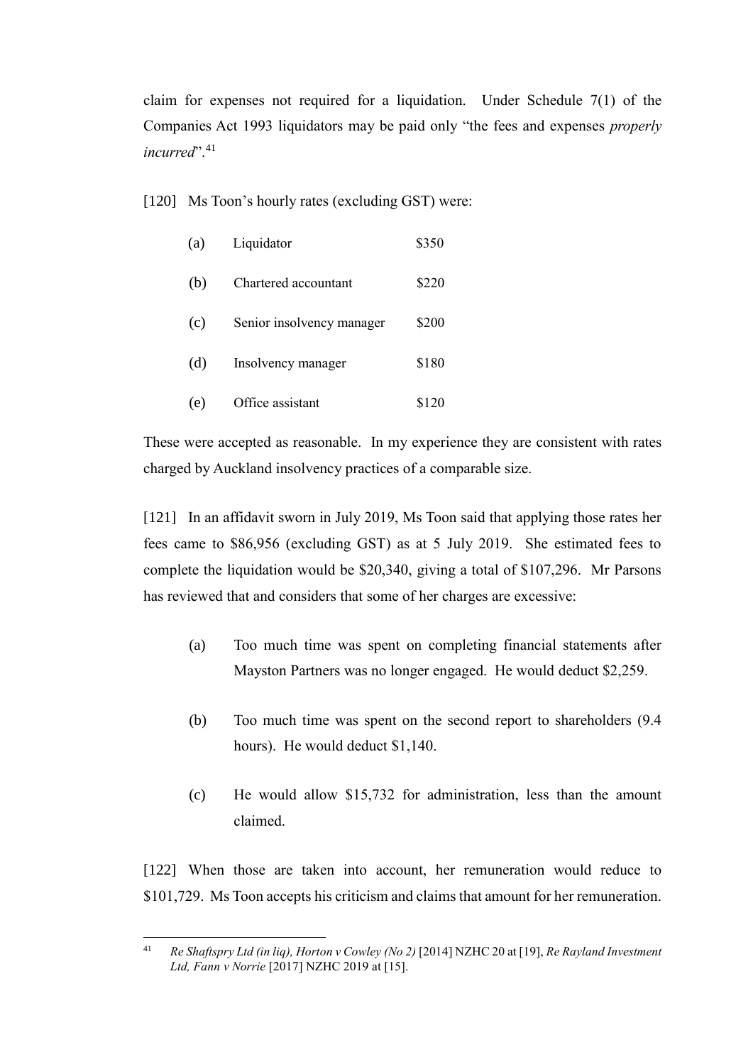claim for expenses not required for a liquidation. Under Schedule 7(1) of the Companies Act 1993 liquidators may be paid only "the fees and expenses *properly incurred*".[41]

[120] Ms Toon's hourly rates (excluding GST) were:

(a) Liquidator $350

(b) Chartered accountant $220

(c) Senior insolvency manager $200

(d) Insolvency manager $180

(e) Office assistant $120

These were accepted as reasonable. In my experience they are consistent with rates charged by Auckland insolvency practices of a comparable size.

[121] In an affidavit sworn in July 2019, Ms Toon said that applying those rates her fees came to $86,956 (excluding GST) as at 5 July 2019. She estimated fees to complete the liquidation would be $20,340, giving a total of $107,296. Mr Parsons has reviewed that and considers that some of her charges are excessive:

(a) Too much time was spent on completing financial statements after Mayston Partners was no longer engaged. He would deduct $2,259.

(b) Too much time was spent on the second report to shareholders (9.4 hours). He would deduct $1,140.

(c) He would allow $15,732 for administration, less than the amount claimed.

[122] When those are taken into account, her remuneration would reduce to $101,729. Ms Toon accepts his criticism and claims that amount for her remuneration.

---

[41] *Re Shaftspry Ltd (in liq), Horton v Cowley (No 2)* [2014] NZHC 20 at [19], *Re Rayland Investment Ltd, Fann v Norrie* [2017] NZHC 2019 at [15].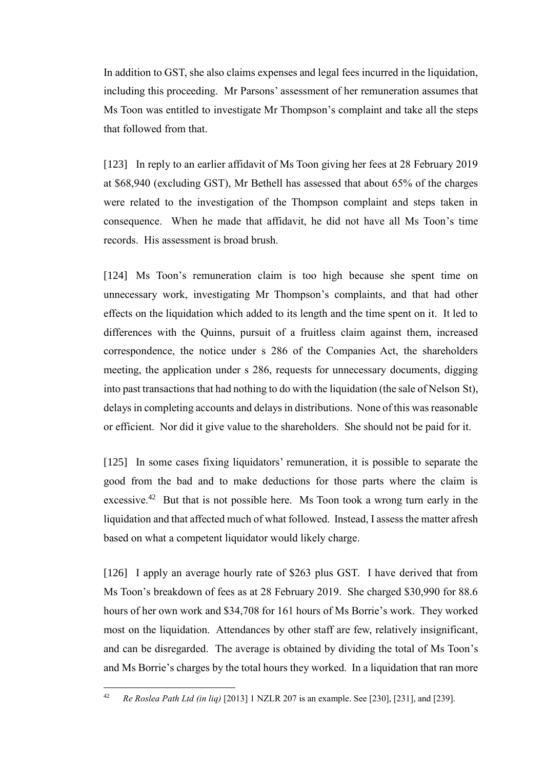In addition to GST, she also claims expenses and legal fees incurred in the liquidation, including this proceeding. Mr Parsons' assessment of her remuneration assumes that Ms Toon was entitled to investigate Mr Thompson's complaint and take all the steps that followed from that.

[123] In reply to an earlier affidavit of Ms Toon giving her fees at 28 February 2019 at $68,940 (excluding GST), Mr Bethell has assessed that about 65% of the charges were related to the investigation of the Thompson complaint and steps taken in consequence. When he made that affidavit, he did not have all Ms Toon's time records. His assessment is broad brush.

[124] Ms Toon's remuneration claim is too high because she spent time on unnecessary work, investigating Mr Thompson's complaints, and that had other effects on the liquidation which added to its length and the time spent on it. It led to differences with the Quinns, pursuit of a fruitless claim against them, increased correspondence, the notice under s 286 of the Companies Act, the shareholders meeting, the application under s 286, requests for unnecessary documents, digging into past transactions that had nothing to do with the liquidation (the sale of Nelson St), delays in completing accounts and delays in distributions. None of this was reasonable or efficient. Nor did it give value to the shareholders. She should not be paid for it.

[125] In some cases fixing liquidators' remuneration, it is possible to separate the good from the bad and to make deductions for those parts where the claim is excessive.[42] But that is not possible here. Ms Toon took a wrong turn early in the liquidation and that affected much of what followed. Instead, I assess the matter afresh based on what a competent liquidator would likely charge.

[126] I apply an average hourly rate of $263 plus GST. I have derived that from Ms Toon's breakdown of fees as at 28 February 2019. She charged $30,990 for 88.6 hours of her own work and $34,708 for 161 hours of Ms Borrie's work. They worked most on the liquidation. Attendances by other staff are few, relatively insignificant, and can be disregarded. The average is obtained by dividing the total of Ms Toon's and Ms Borrie's charges by the total hours they worked. In a liquidation that ran more

---

[42] *Re Roslea Path Ltd (in liq)* [2013] 1 NZLR 207 is an example. See [230], [231], and [239].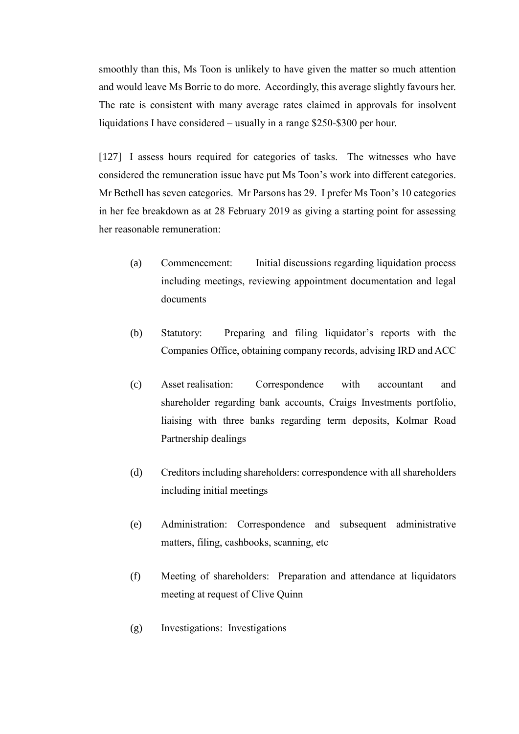smoothly than this, Ms Toon is unlikely to have given the matter so much attention and would leave Ms Borrie to do more. Accordingly, this average slightly favours her. The rate is consistent with many average rates claimed in approvals for insolvent liquidations I have considered – usually in a range $250-$300 per hour.

[127] I assess hours required for categories of tasks. The witnesses who have considered the remuneration issue have put Ms Toon's work into different categories. Mr Bethell has seven categories. Mr Parsons has 29. I prefer Ms Toon's 10 categories in her fee breakdown as at 28 February 2019 as giving a starting point for assessing her reasonable remuneration:

(a) Commencement: Initial discussions regarding liquidation process including meetings, reviewing appointment documentation and legal documents

(b) Statutory: Preparing and filing liquidator's reports with the Companies Office, obtaining company records, advising IRD and ACC

(c) Asset realisation: Correspondence with accountant and shareholder regarding bank accounts, Craigs Investments portfolio, liaising with three banks regarding term deposits, Kolmar Road Partnership dealings

(d) Creditors including shareholders: correspondence with all shareholders including initial meetings

(e) Administration: Correspondence and subsequent administrative matters, filing, cashbooks, scanning, etc

(f) Meeting of shareholders: Preparation and attendance at liquidators meeting at request of Clive Quinn

(g) Investigations: Investigations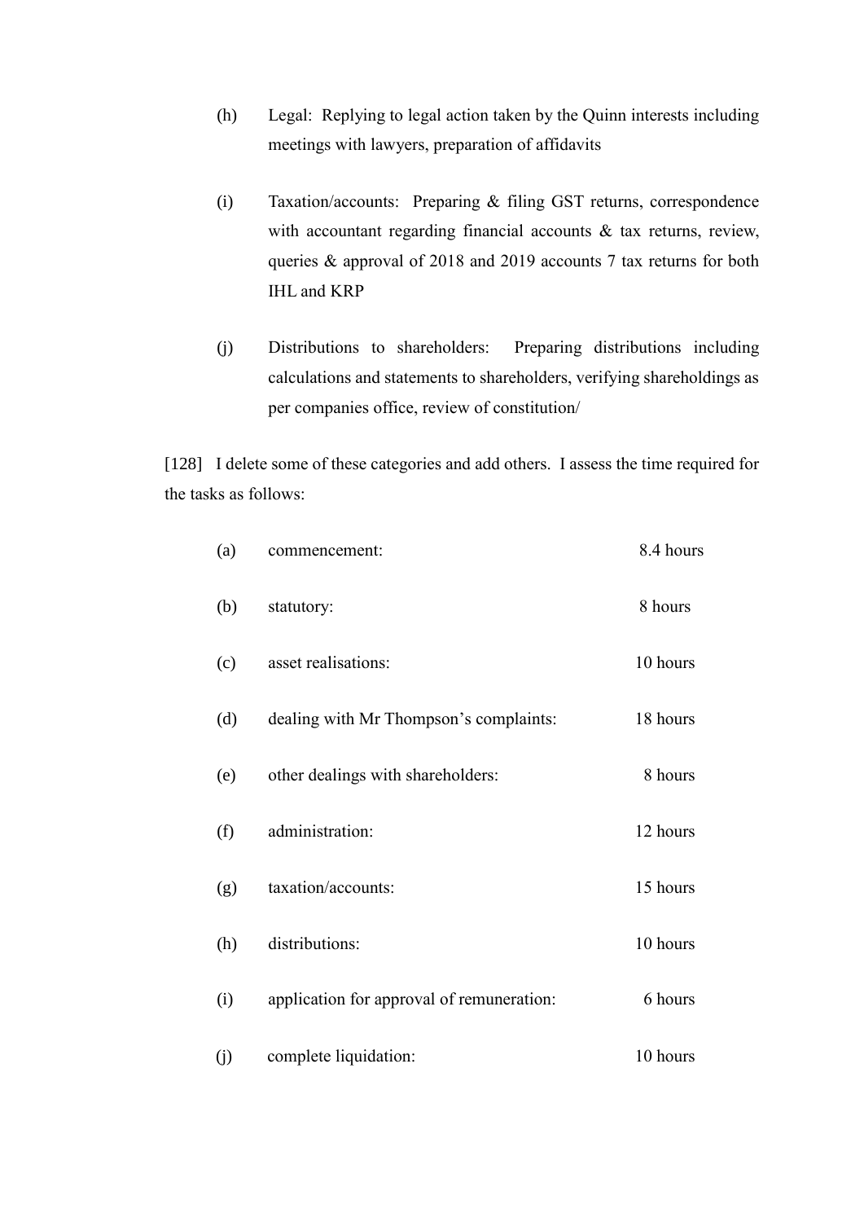(h) Legal: Replying to legal action taken by the Quinn interests including meetings with lawyers, preparation of affidavits

(i) Taxation/accounts: Preparing & filing GST returns, correspondence with accountant regarding financial accounts & tax returns, review, queries & approval of 2018 and 2019 accounts 7 tax returns for both IHL and KRP

(j) Distributions to shareholders: Preparing distributions including calculations and statements to shareholders, verifying shareholdings as per companies office, review of constitution/

[128] I delete some of these categories and add others. I assess the time required for the tasks as follows:

| | | |
|---|---|---|
| (a) | commencement: | 8.4 hours |
| (b) | statutory: | 8 hours |
| (c) | asset realisations: | 10 hours |
| (d) | dealing with Mr Thompson's complaints: | 18 hours |
| (e) | other dealings with shareholders: | 8 hours |
| (f) | administration: | 12 hours |
| (g) | taxation/accounts: | 15 hours |
| (h) | distributions: | 10 hours |
| (i) | application for approval of remuneration: | 6 hours |
| (j) | complete liquidation: | 10 hours |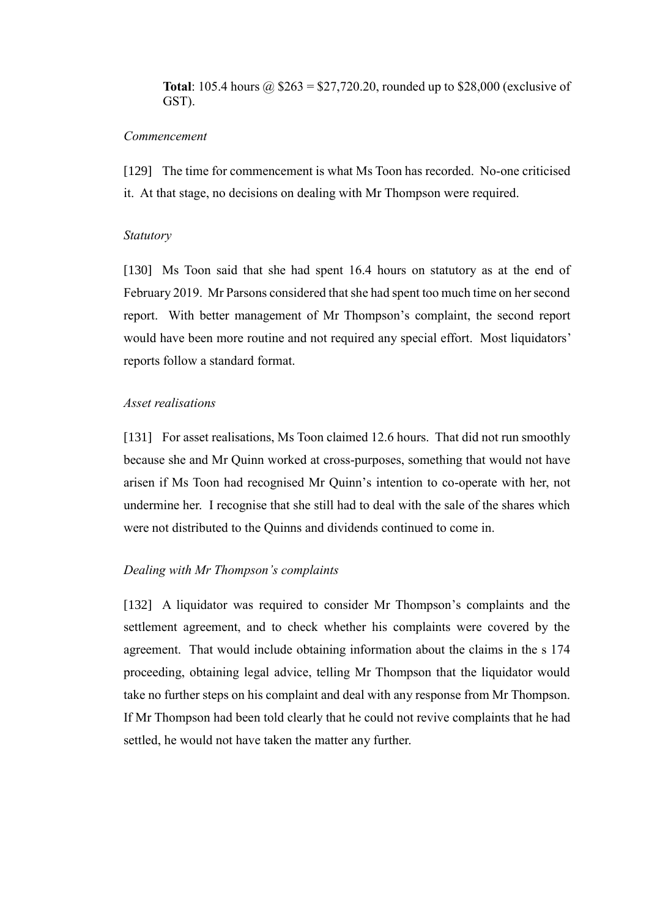**Total**: 105.4 hours @ $263 = $27,720.20, rounded up to $28,000 (exclusive of GST).

*Commencement*

[129] The time for commencement is what Ms Toon has recorded. No-one criticised it. At that stage, no decisions on dealing with Mr Thompson were required.

*Statutory*

[130] Ms Toon said that she had spent 16.4 hours on statutory as at the end of February 2019. Mr Parsons considered that she had spent too much time on her second report. With better management of Mr Thompson's complaint, the second report would have been more routine and not required any special effort. Most liquidators' reports follow a standard format.

*Asset realisations*

[131] For asset realisations, Ms Toon claimed 12.6 hours. That did not run smoothly because she and Mr Quinn worked at cross-purposes, something that would not have arisen if Ms Toon had recognised Mr Quinn's intention to co-operate with her, not undermine her. I recognise that she still had to deal with the sale of the shares which were not distributed to the Quinns and dividends continued to come in.

*Dealing with Mr Thompson's complaints*

[132] A liquidator was required to consider Mr Thompson's complaints and the settlement agreement, and to check whether his complaints were covered by the agreement. That would include obtaining information about the claims in the s 174 proceeding, obtaining legal advice, telling Mr Thompson that the liquidator would take no further steps on his complaint and deal with any response from Mr Thompson. If Mr Thompson had been told clearly that he could not revive complaints that he had settled, he would not have taken the matter any further.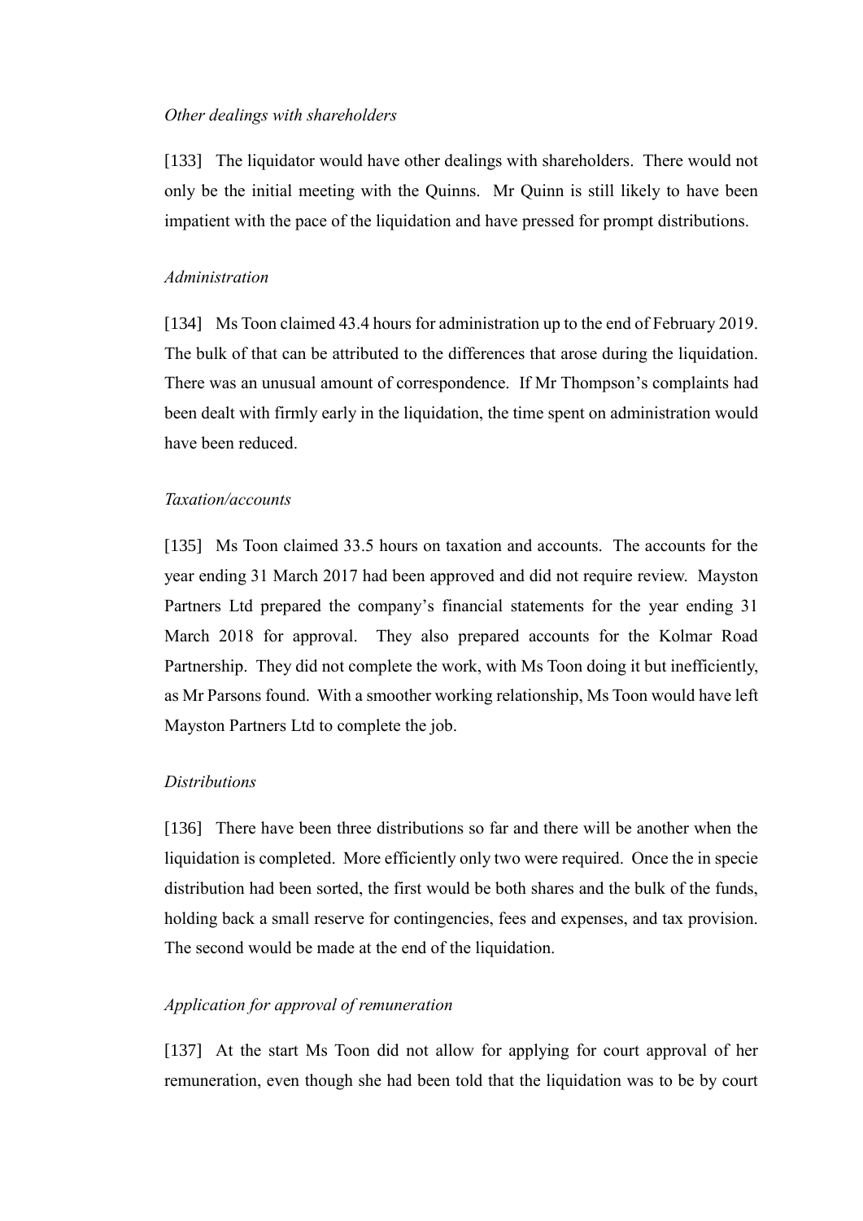*Other dealings with shareholders*

[133] The liquidator would have other dealings with shareholders. There would not only be the initial meeting with the Quinns. Mr Quinn is still likely to have been impatient with the pace of the liquidation and have pressed for prompt distributions.

*Administration*

[134] Ms Toon claimed 43.4 hours for administration up to the end of February 2019. The bulk of that can be attributed to the differences that arose during the liquidation. There was an unusual amount of correspondence. If Mr Thompson's complaints had been dealt with firmly early in the liquidation, the time spent on administration would have been reduced.

*Taxation/accounts*

[135] Ms Toon claimed 33.5 hours on taxation and accounts. The accounts for the year ending 31 March 2017 had been approved and did not require review. Mayston Partners Ltd prepared the company's financial statements for the year ending 31 March 2018 for approval. They also prepared accounts for the Kolmar Road Partnership. They did not complete the work, with Ms Toon doing it but inefficiently, as Mr Parsons found. With a smoother working relationship, Ms Toon would have left Mayston Partners Ltd to complete the job.

*Distributions*

[136] There have been three distributions so far and there will be another when the liquidation is completed. More efficiently only two were required. Once the in specie distribution had been sorted, the first would be both shares and the bulk of the funds, holding back a small reserve for contingencies, fees and expenses, and tax provision. The second would be made at the end of the liquidation.

*Application for approval of remuneration*

[137] At the start Ms Toon did not allow for applying for court approval of her remuneration, even though she had been told that the liquidation was to be by court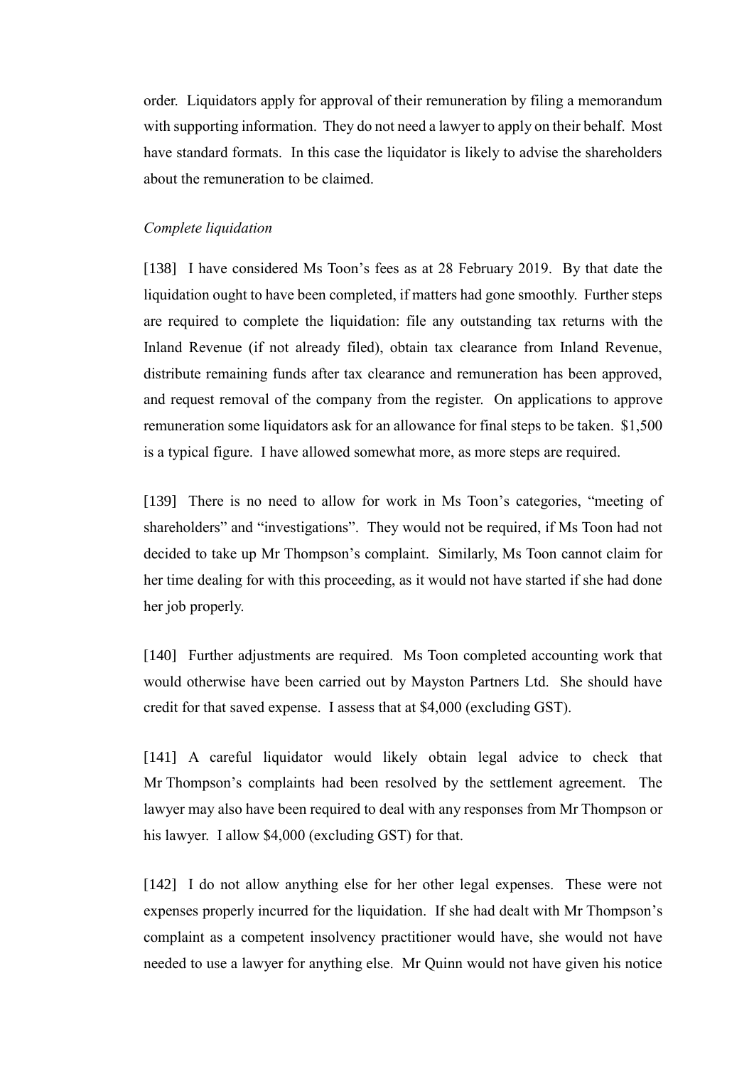order. Liquidators apply for approval of their remuneration by filing a memorandum with supporting information. They do not need a lawyer to apply on their behalf. Most have standard formats. In this case the liquidator is likely to advise the shareholders about the remuneration to be claimed.

*Complete liquidation*

[138] I have considered Ms Toon's fees as at 28 February 2019. By that date the liquidation ought to have been completed, if matters had gone smoothly. Further steps are required to complete the liquidation: file any outstanding tax returns with the Inland Revenue (if not already filed), obtain tax clearance from Inland Revenue, distribute remaining funds after tax clearance and remuneration has been approved, and request removal of the company from the register. On applications to approve remuneration some liquidators ask for an allowance for final steps to be taken. $1,500 is a typical figure. I have allowed somewhat more, as more steps are required.

[139] There is no need to allow for work in Ms Toon's categories, "meeting of shareholders" and "investigations". They would not be required, if Ms Toon had not decided to take up Mr Thompson's complaint. Similarly, Ms Toon cannot claim for her time dealing for with this proceeding, as it would not have started if she had done her job properly.

[140] Further adjustments are required. Ms Toon completed accounting work that would otherwise have been carried out by Mayston Partners Ltd. She should have credit for that saved expense. I assess that at $4,000 (excluding GST).

[141] A careful liquidator would likely obtain legal advice to check that Mr Thompson's complaints had been resolved by the settlement agreement. The lawyer may also have been required to deal with any responses from Mr Thompson or his lawyer. I allow $4,000 (excluding GST) for that.

[142] I do not allow anything else for her other legal expenses. These were not expenses properly incurred for the liquidation. If she had dealt with Mr Thompson's complaint as a competent insolvency practitioner would have, she would not have needed to use a lawyer for anything else. Mr Quinn would not have given his notice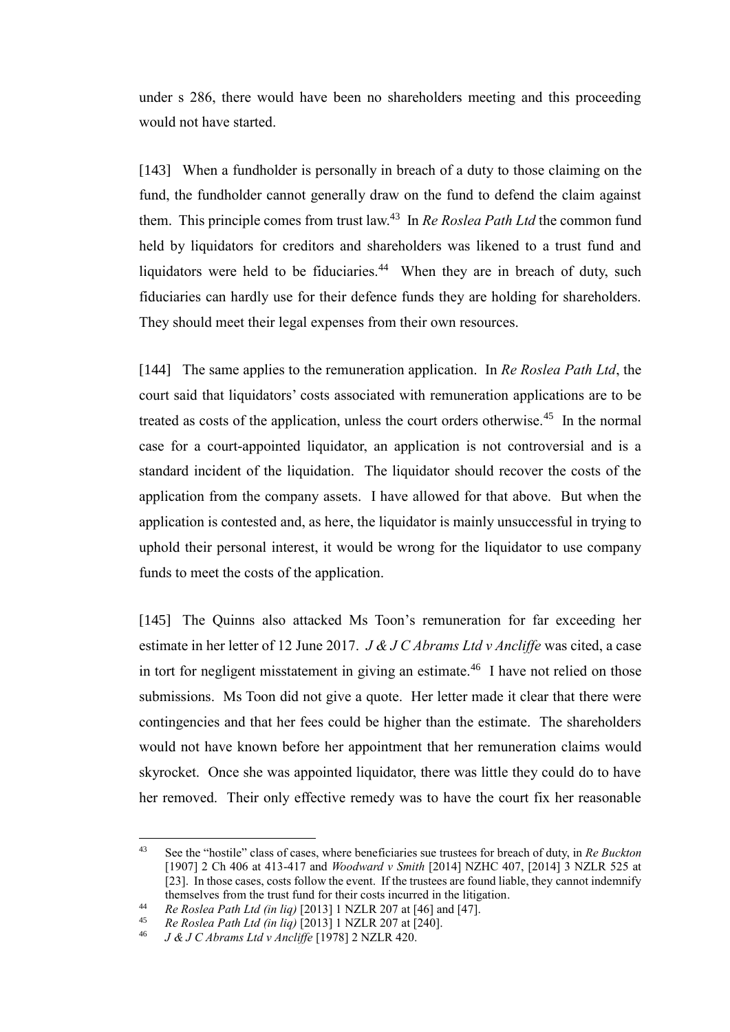under s 286, there would have been no shareholders meeting and this proceeding would not have started.

[143] When a fundholder is personally in breach of a duty to those claiming on the fund, the fundholder cannot generally draw on the fund to defend the claim against them. This principle comes from trust law.[43] In *Re Roslea Path Ltd* the common fund held by liquidators for creditors and shareholders was likened to a trust fund and liquidators were held to be fiduciaries.[44] When they are in breach of duty, such fiduciaries can hardly use for their defence funds they are holding for shareholders. They should meet their legal expenses from their own resources.

[144] The same applies to the remuneration application. In *Re Roslea Path Ltd*, the court said that liquidators' costs associated with remuneration applications are to be treated as costs of the application, unless the court orders otherwise.[45] In the normal case for a court-appointed liquidator, an application is not controversial and is a standard incident of the liquidation. The liquidator should recover the costs of the application from the company assets. I have allowed for that above. But when the application is contested and, as here, the liquidator is mainly unsuccessful in trying to uphold their personal interest, it would be wrong for the liquidator to use company funds to meet the costs of the application.

[145] The Quinns also attacked Ms Toon's remuneration for far exceeding her estimate in her letter of 12 June 2017. *J & J C Abrams Ltd v Ancliffe* was cited, a case in tort for negligent misstatement in giving an estimate.[46] I have not relied on those submissions. Ms Toon did not give a quote. Her letter made it clear that there were contingencies and that her fees could be higher than the estimate. The shareholders would not have known before her appointment that her remuneration claims would skyrocket. Once she was appointed liquidator, there was little they could do to have her removed. Their only effective remedy was to have the court fix her reasonable

---

[43] See the "hostile" class of cases, where beneficiaries sue trustees for breach of duty, in *Re Buckton* [1907] 2 Ch 406 at 413-417 and *Woodward v Smith* [2014] NZHC 407, [2014] 3 NZLR 525 at [23]. In those cases, costs follow the event. If the trustees are found liable, they cannot indemnify themselves from the trust fund for their costs incurred in the litigation.

[44] *Re Roslea Path Ltd (in liq)* [2013] 1 NZLR 207 at [46] and [47].

[45] *Re Roslea Path Ltd (in liq)* [2013] 1 NZLR 207 at [240].

[46] *J & J C Abrams Ltd v Ancliffe* [1978] 2 NZLR 420.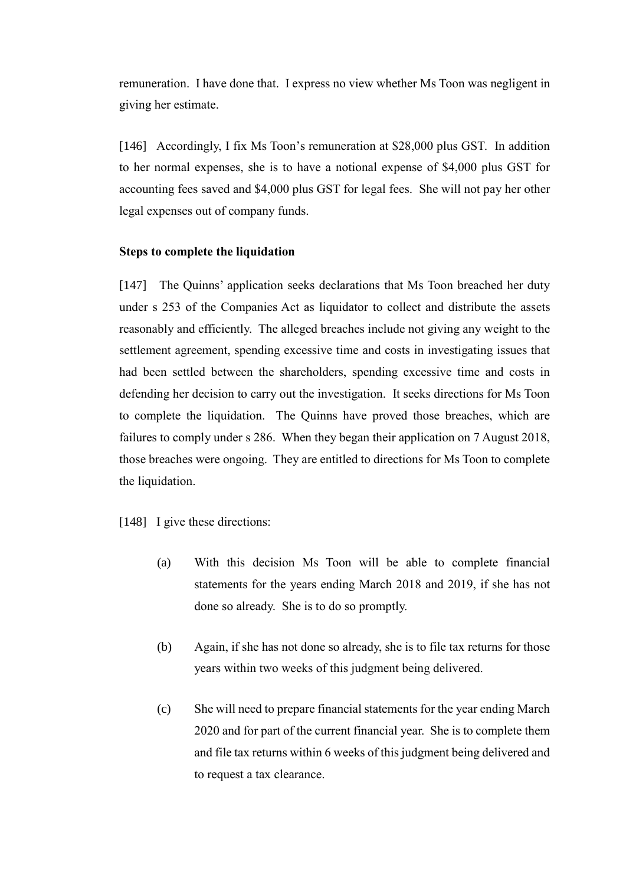remuneration. I have done that. I express no view whether Ms Toon was negligent in giving her estimate.

[146] Accordingly, I fix Ms Toon's remuneration at $28,000 plus GST. In addition to her normal expenses, she is to have a notional expense of $4,000 plus GST for accounting fees saved and $4,000 plus GST for legal fees. She will not pay her other legal expenses out of company funds.

**Steps to complete the liquidation**

[147] The Quinns' application seeks declarations that Ms Toon breached her duty under s 253 of the Companies Act as liquidator to collect and distribute the assets reasonably and efficiently. The alleged breaches include not giving any weight to the settlement agreement, spending excessive time and costs in investigating issues that had been settled between the shareholders, spending excessive time and costs in defending her decision to carry out the investigation. It seeks directions for Ms Toon to complete the liquidation. The Quinns have proved those breaches, which are failures to comply under s 286. When they began their application on 7 August 2018, those breaches were ongoing. They are entitled to directions for Ms Toon to complete the liquidation.

[148] I give these directions:

(a) With this decision Ms Toon will be able to complete financial statements for the years ending March 2018 and 2019, if she has not done so already. She is to do so promptly.

(b) Again, if she has not done so already, she is to file tax returns for those years within two weeks of this judgment being delivered.

(c) She will need to prepare financial statements for the year ending March 2020 and for part of the current financial year. She is to complete them and file tax returns within 6 weeks of this judgment being delivered and to request a tax clearance.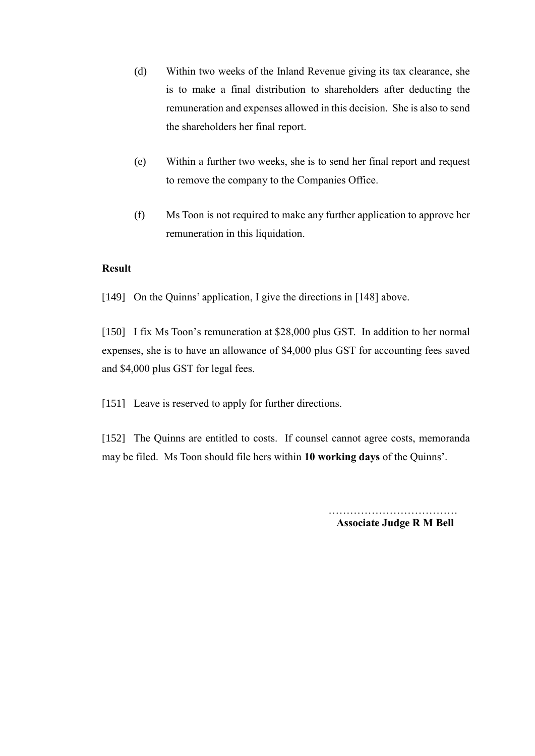(d) Within two weeks of the Inland Revenue giving its tax clearance, she is to make a final distribution to shareholders after deducting the remuneration and expenses allowed in this decision. She is also to send the shareholders her final report.

(e) Within a further two weeks, she is to send her final report and request to remove the company to the Companies Office.

(f) Ms Toon is not required to make any further application to approve her remuneration in this liquidation.

**Result**

[149] On the Quinns' application, I give the directions in [148] above.

[150] I fix Ms Toon's remuneration at $28,000 plus GST. In addition to her normal expenses, she is to have an allowance of $4,000 plus GST for accounting fees saved and $4,000 plus GST for legal fees.

[151] Leave is reserved to apply for further directions.

[152] The Quinns are entitled to costs. If counsel cannot agree costs, memoranda may be filed. Ms Toon should file hers within **10 working days** of the Quinns'.

………………………………
**Associate Judge R M Bell**